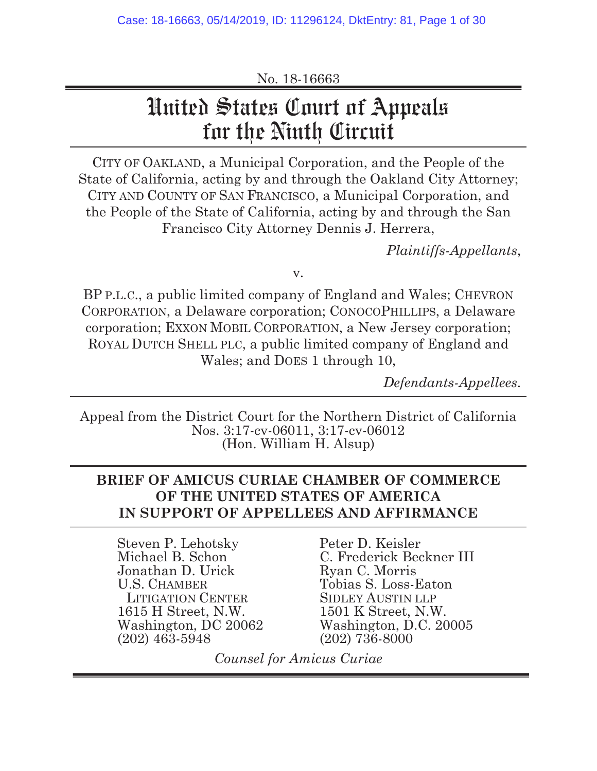No. 18-16663

# United States Court of Appeals for the Ninth Circuit

CITY OF OAKLAND, a Municipal Corporation, and the People of the State of California, acting by and through the Oakland City Attorney; CITY AND COUNTY OF SAN FRANCISCO, a Municipal Corporation, and the People of the State of California, acting by and through the San Francisco City Attorney Dennis J. Herrera,

*Plaintiffs-Appellants*,

v.

BP P.L.C., a public limited company of England and Wales; CHEVRON CORPORATION, a Delaware corporation; CONOCOPHILLIPS, a Delaware corporation; EXXON MOBIL CORPORATION, a New Jersey corporation; ROYAL DUTCH SHELL PLC, a public limited company of England and Wales; and DOES 1 through 10,

*Defendants-Appellees*.

Appeal from the District Court for the Northern District of California
Nos. 3:17-cv-06011, 3:17-cv-06012
(Hon. William H. Alsup)

## BRIEF OF AMICUS CURIAE CHAMBER OF COMMERCE OF THE UNITED STATES OF AMERICA IN SUPPORT OF APPELLEES AND AFFIRMANCE

Steven P. Lehotsky
Michael B. Schon
Jonathan D. Urick
U.S. CHAMBER LITIGATION CENTER
1615 H Street, N.W.
Washington, DC 20062
(202) 463-5948

Peter D. Keisler
C. Frederick Beckner III
Ryan C. Morris
Tobias S. Loss-Eaton
SIDLEY AUSTIN LLP
1501 K Street, N.W.
Washington, D.C. 20005
(202) 736-8000

*Counsel for Amicus Curiae*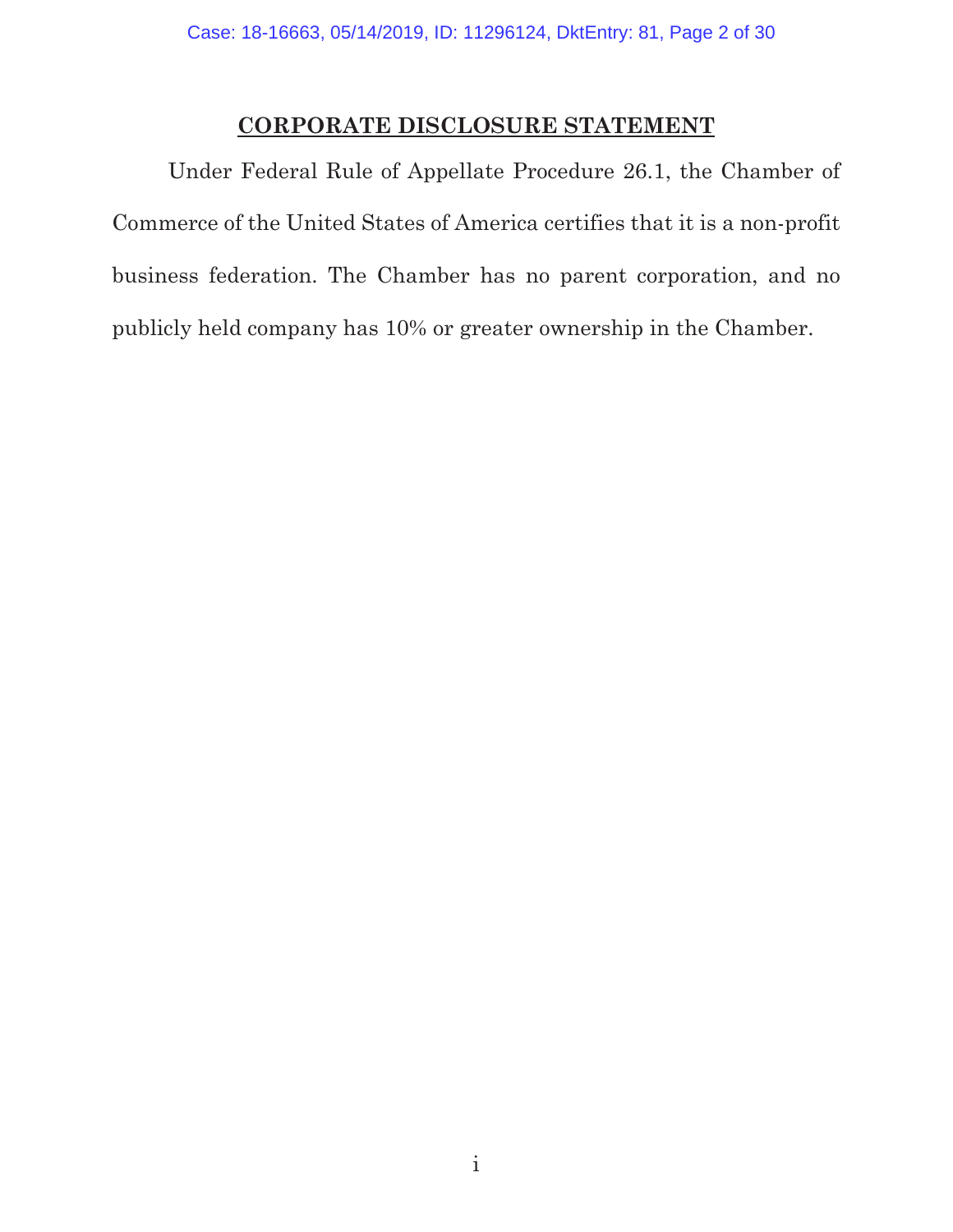## CORPORATE DISCLOSURE STATEMENT

Under Federal Rule of Appellate Procedure 26.1, the Chamber of Commerce of the United States of America certifies that it is a non-profit business federation. The Chamber has no parent corporation, and no publicly held company has 10% or greater ownership in the Chamber.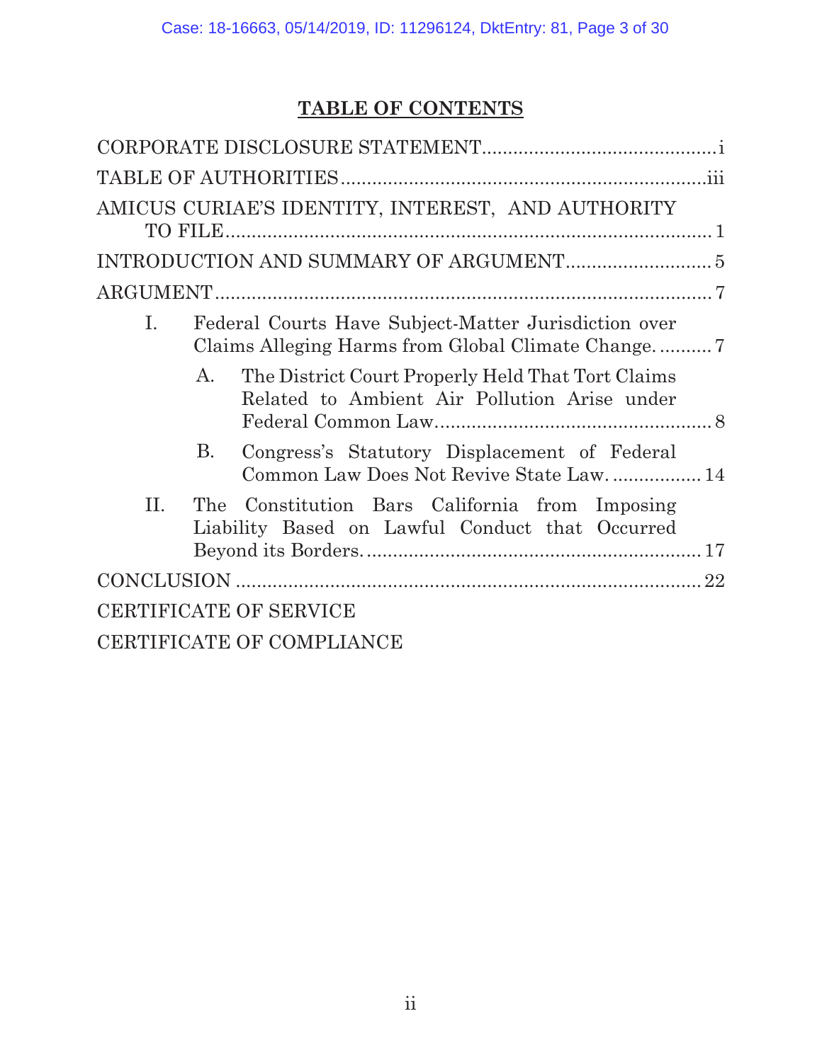# TABLE OF CONTENTS

CORPORATE DISCLOSURE STATEMENT .......................................... i

TABLE OF AUTHORITIES .......................................... iii

AMICUS CURIAE'S IDENTITY, INTEREST, AND AUTHORITY TO FILE .......................................... 1

INTRODUCTION AND SUMMARY OF ARGUMENT .......................................... 5

ARGUMENT .......................................... 7

- I. Federal Courts Have Subject-Matter Jurisdiction over Claims Alleging Harms from Global Climate Change. .......... 7
  - A. The District Court Properly Held That Tort Claims Related to Ambient Air Pollution Arise under Federal Common Law .......................................... 8
  - B. Congress's Statutory Displacement of Federal Common Law Does Not Revive State Law. ................. 14
- II. The Constitution Bars California from Imposing Liability Based on Lawful Conduct that Occurred Beyond its Borders. .......................................... 17

CONCLUSION .......................................... 22

CERTIFICATE OF SERVICE

CERTIFICATE OF COMPLIANCE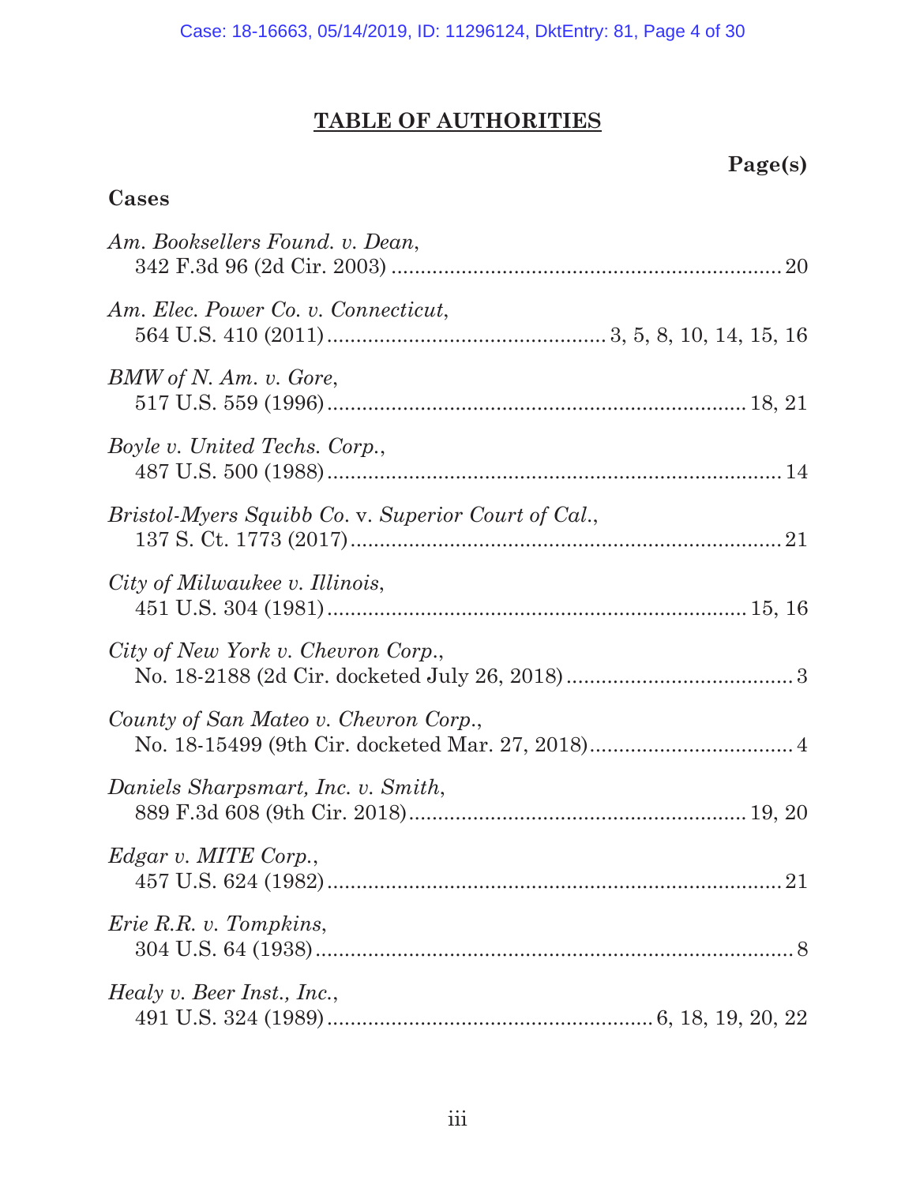# TABLE OF AUTHORITIES

**Page(s)**

### Cases

*Am. Booksellers Found. v. Dean*,
342 F.3d 96 (2d Cir. 2003) .................................................................. 20

*Am. Elec. Power Co. v. Connecticut*,
564 U.S. 410 (2011) ............................................... 3, 5, 8, 10, 14, 15, 16

*BMW of N. Am. v. Gore*,
517 U.S. 559 (1996) ........................................................................ 18, 21

*Boyle v. United Techs. Corp.*,
487 U.S. 500 (1988) ............................................................................. 14

*Bristol-Myers Squibb Co.* v. *Superior Court of Cal.*,
137 S. Ct. 1773 (2017) ......................................................................... 21

*City of Milwaukee v. Illinois*,
451 U.S. 304 (1981) ....................................................................... 15, 16

*City of New York v. Chevron Corp.*,
No. 18-2188 (2d Cir. docketed July 26, 2018) ....................................... 3

*County of San Mateo v. Chevron Corp.*,
No. 18-15499 (9th Cir. docketed Mar. 27, 2018) ................................... 4

*Daniels Sharpsmart, Inc. v. Smith*,
889 F.3d 608 (9th Cir. 2018) .......................................................... 19, 20

*Edgar v. MITE Corp.*,
457 U.S. 624 (1982) .............................................................................. 21

*Erie R.R. v. Tompkins*,
304 U.S. 64 (1938) .................................................................................. 8

*Healy v. Beer Inst., Inc.*,
491 U.S. 324 (1989) ....................................................... 6, 18, 19, 20, 22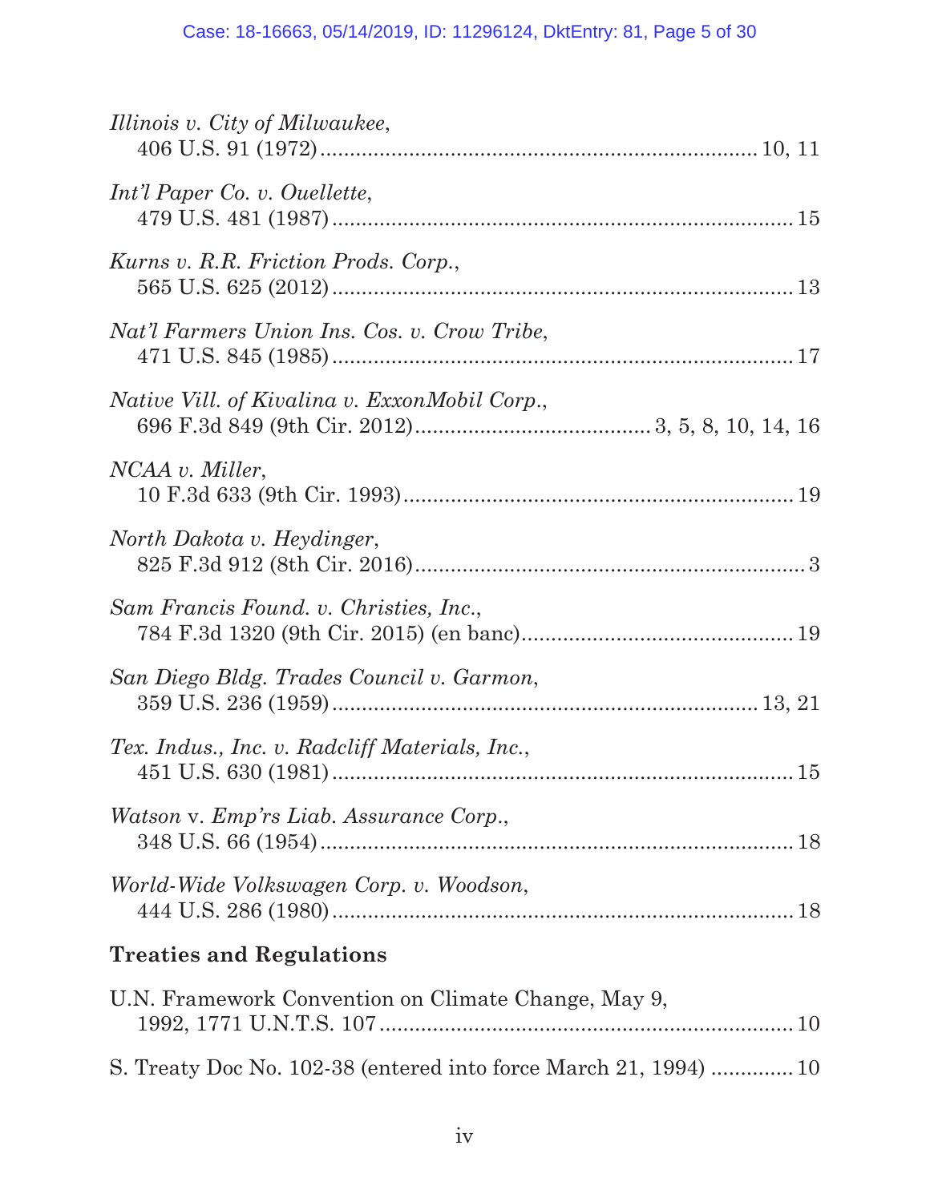*Illinois v. City of Milwaukee*,
406 U.S. 91 (1972) .......................................................................... 10, 11

*Int'l Paper Co. v. Ouellette*,
479 U.S. 481 (1987) .............................................................................. 15

*Kurns v. R.R. Friction Prods. Corp.*,
565 U.S. 625 (2012) .............................................................................. 13

*Nat'l Farmers Union Ins. Cos. v. Crow Tribe*,
471 U.S. 845 (1985) .............................................................................. 17

*Native Vill. of Kivalina v. ExxonMobil Corp.*,
696 F.3d 849 (9th Cir. 2012) ...................................... 3, 5, 8, 10, 14, 16

*NCAA v. Miller*,
10 F.3d 633 (9th Cir. 1993) .................................................................. 19

*North Dakota v. Heydinger*,
825 F.3d 912 (8th Cir. 2016) .................................................................. 3

*Sam Francis Found. v. Christies, Inc.*,
784 F.3d 1320 (9th Cir. 2015) (en banc) .............................................. 19

*San Diego Bldg. Trades Council v. Garmon*,
359 U.S. 236 (1959) ........................................................................ 13, 21

*Tex. Indus., Inc. v. Radcliff Materials, Inc.*,
451 U.S. 630 (1981) .............................................................................. 15

*Watson* v. *Emp'rs Liab. Assurance Corp.*,
348 U.S. 66 (1954) ................................................................................ 18

*World-Wide Volkswagen Corp. v. Woodson*,
444 U.S. 286 (1980) .............................................................................. 18

**Treaties and Regulations**

U.N. Framework Convention on Climate Change, May 9,
1992, 1771 U.N.T.S. 107 ...................................................................... 10

S. Treaty Doc No. 102-38 (entered into force March 21, 1994) .............. 10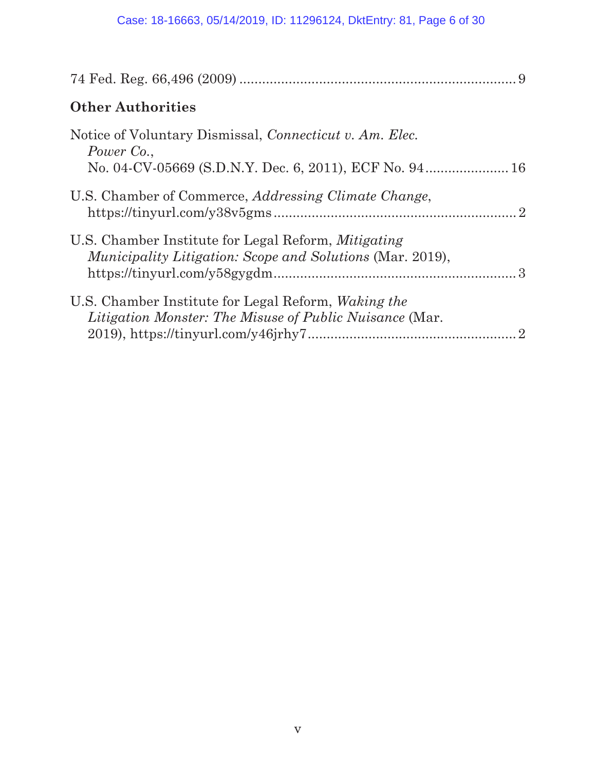74 Fed. Reg. 66,496 (2009) ........................................................................ 9

## Other Authorities

Notice of Voluntary Dismissal, *Connecticut v. Am. Elec. Power Co.*, No. 04-CV-05669 (S.D.N.Y. Dec. 6, 2011), ECF No. 94 ...................... 16

U.S. Chamber of Commerce, *Addressing Climate Change*, https://tinyurl.com/y38v5gms ................................................................ 2

U.S. Chamber Institute for Legal Reform, *Mitigating Municipality Litigation: Scope and Solutions* (Mar. 2019), https://tinyurl.com/y58gygdm ................................................................ 3

U.S. Chamber Institute for Legal Reform, *Waking the Litigation Monster: The Misuse of Public Nuisance* (Mar. 2019), https://tinyurl.com/y46jrhy7 ....................................................... 2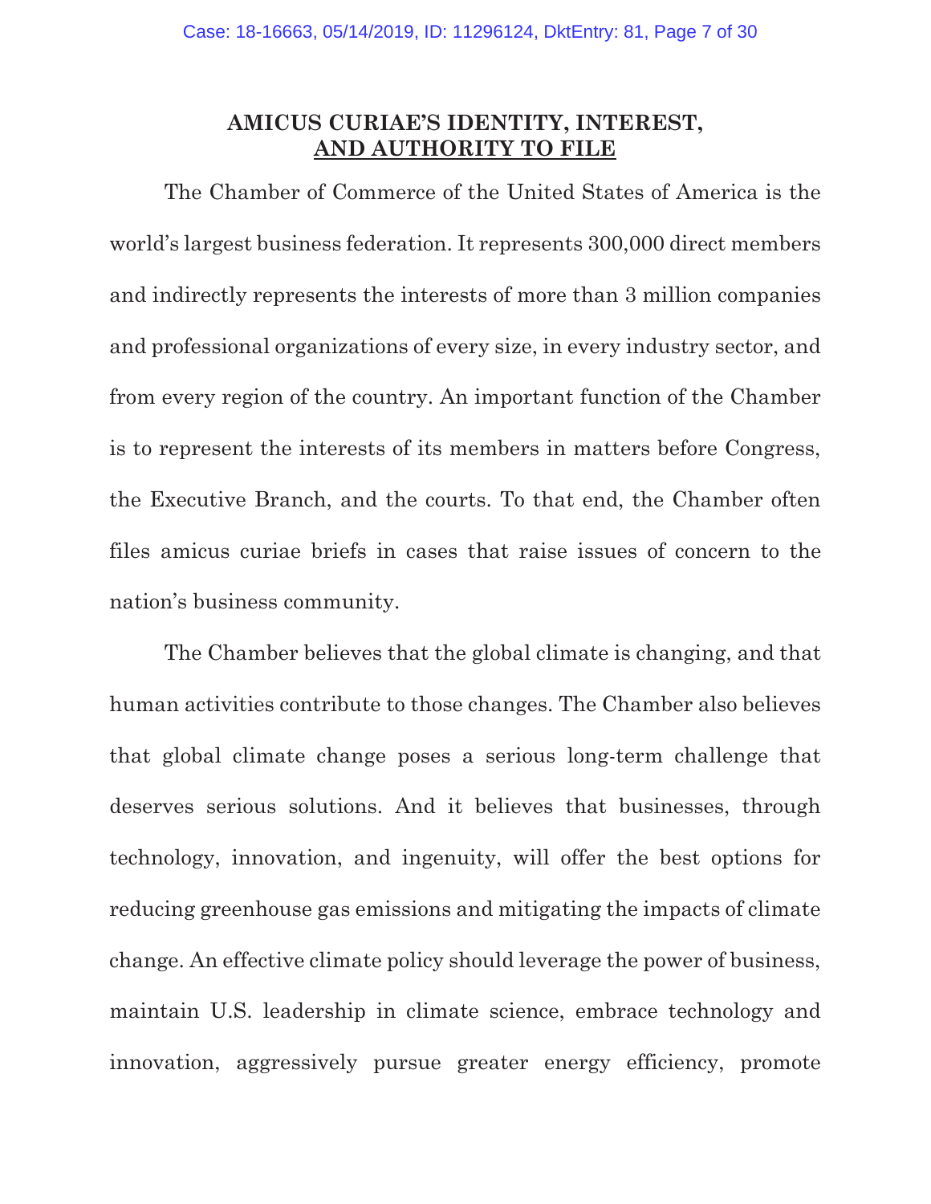## AMICUS CURIAE'S IDENTITY, INTEREST, AND AUTHORITY TO FILE

The Chamber of Commerce of the United States of America is the world's largest business federation. It represents 300,000 direct members and indirectly represents the interests of more than 3 million companies and professional organizations of every size, in every industry sector, and from every region of the country. An important function of the Chamber is to represent the interests of its members in matters before Congress, the Executive Branch, and the courts. To that end, the Chamber often files amicus curiae briefs in cases that raise issues of concern to the nation's business community.

The Chamber believes that the global climate is changing, and that human activities contribute to those changes. The Chamber also believes that global climate change poses a serious long-term challenge that deserves serious solutions. And it believes that businesses, through technology, innovation, and ingenuity, will offer the best options for reducing greenhouse gas emissions and mitigating the impacts of climate change. An effective climate policy should leverage the power of business, maintain U.S. leadership in climate science, embrace technology and innovation, aggressively pursue greater energy efficiency, promote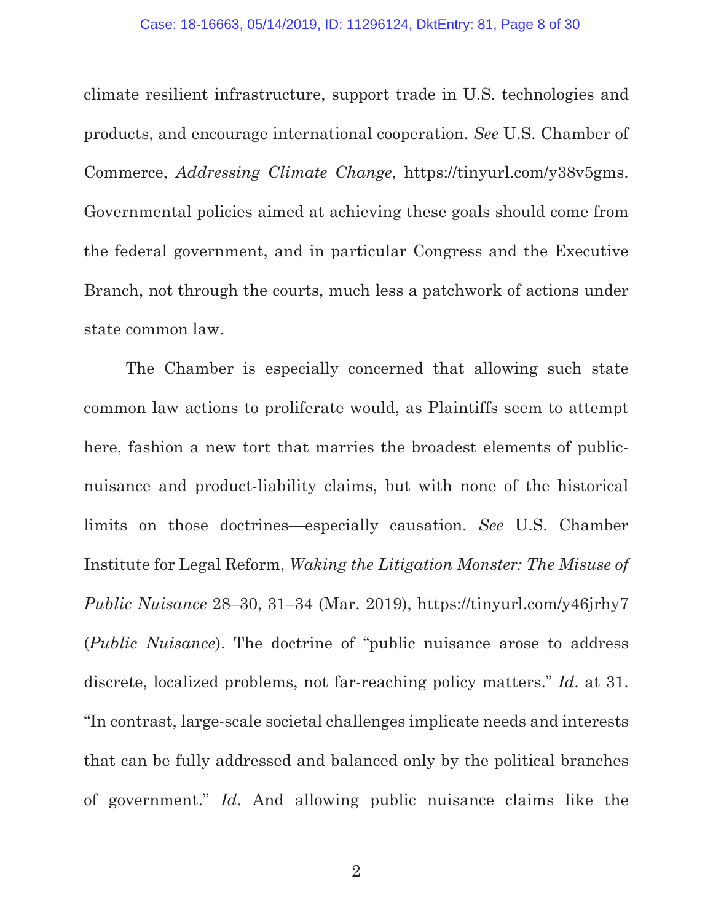climate resilient infrastructure, support trade in U.S. technologies and products, and encourage international cooperation. *See* U.S. Chamber of Commerce, *Addressing Climate Change*, https://tinyurl.com/y38v5gms. Governmental policies aimed at achieving these goals should come from the federal government, and in particular Congress and the Executive Branch, not through the courts, much less a patchwork of actions under state common law.

The Chamber is especially concerned that allowing such state common law actions to proliferate would, as Plaintiffs seem to attempt here, fashion a new tort that marries the broadest elements of public-nuisance and product-liability claims, but with none of the historical limits on those doctrines—especially causation. *See* U.S. Chamber Institute for Legal Reform, *Waking the Litigation Monster: The Misuse of Public Nuisance* 28–30, 31–34 (Mar. 2019), https://tinyurl.com/y46jrhy7 (*Public Nuisance*). The doctrine of "public nuisance arose to address discrete, localized problems, not far-reaching policy matters." *Id.* at 31. "In contrast, large-scale societal challenges implicate needs and interests that can be fully addressed and balanced only by the political branches of government." *Id.* And allowing public nuisance claims like the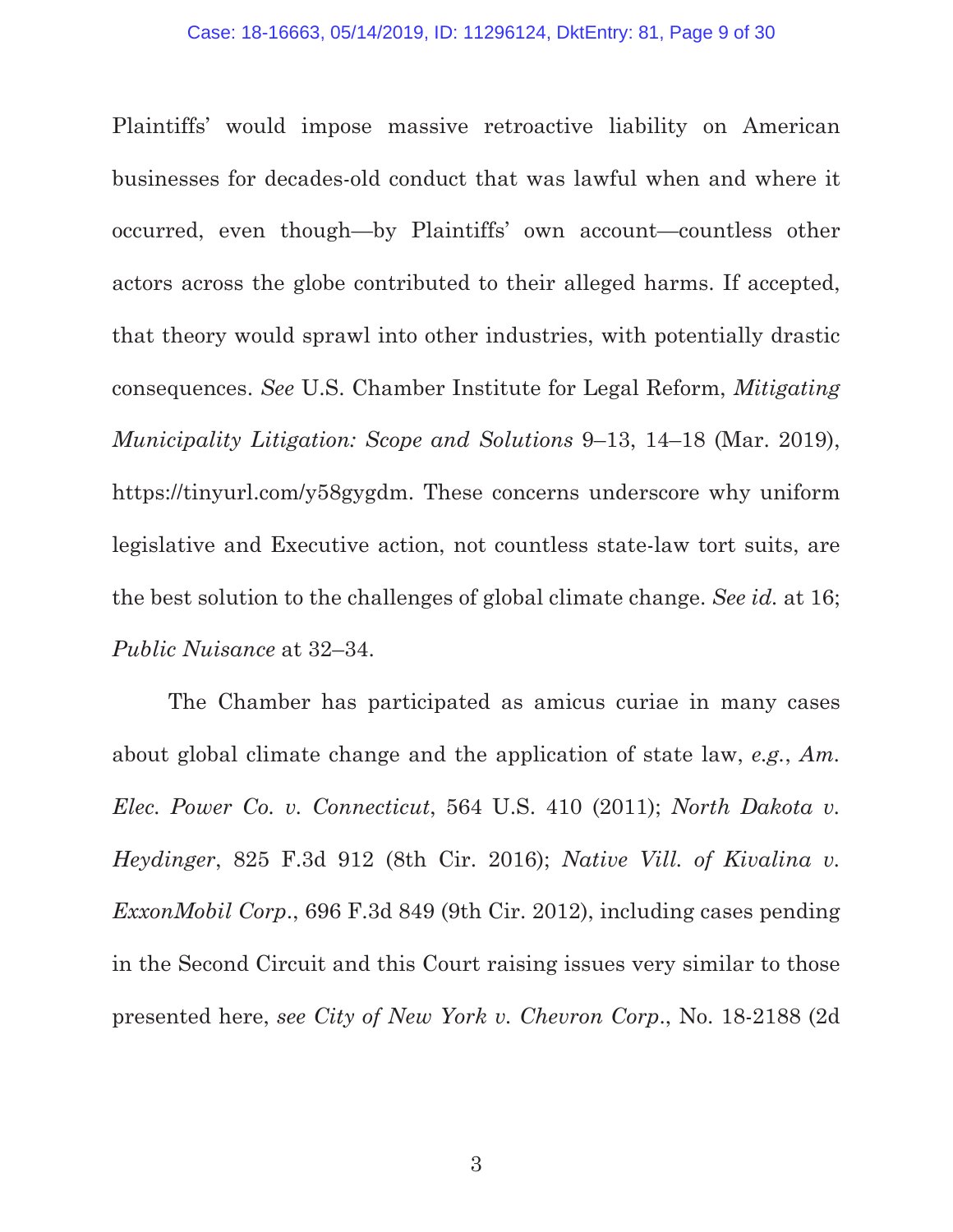Plaintiffs' would impose massive retroactive liability on American businesses for decades-old conduct that was lawful when and where it occurred, even though—by Plaintiffs' own account—countless other actors across the globe contributed to their alleged harms. If accepted, that theory would sprawl into other industries, with potentially drastic consequences. *See* U.S. Chamber Institute for Legal Reform, *Mitigating Municipality Litigation: Scope and Solutions* 9–13, 14–18 (Mar. 2019), https://tinyurl.com/y58gygdm. These concerns underscore why uniform legislative and Executive action, not countless state-law tort suits, are the best solution to the challenges of global climate change. *See id.* at 16; *Public Nuisance* at 32–34.

The Chamber has participated as amicus curiae in many cases about global climate change and the application of state law, *e.g.*, *Am. Elec. Power Co. v. Connecticut*, 564 U.S. 410 (2011); *North Dakota v. Heydinger*, 825 F.3d 912 (8th Cir. 2016); *Native Vill. of Kivalina v. ExxonMobil Corp.*, 696 F.3d 849 (9th Cir. 2012), including cases pending in the Second Circuit and this Court raising issues very similar to those presented here, *see City of New York v. Chevron Corp.*, No. 18-2188 (2d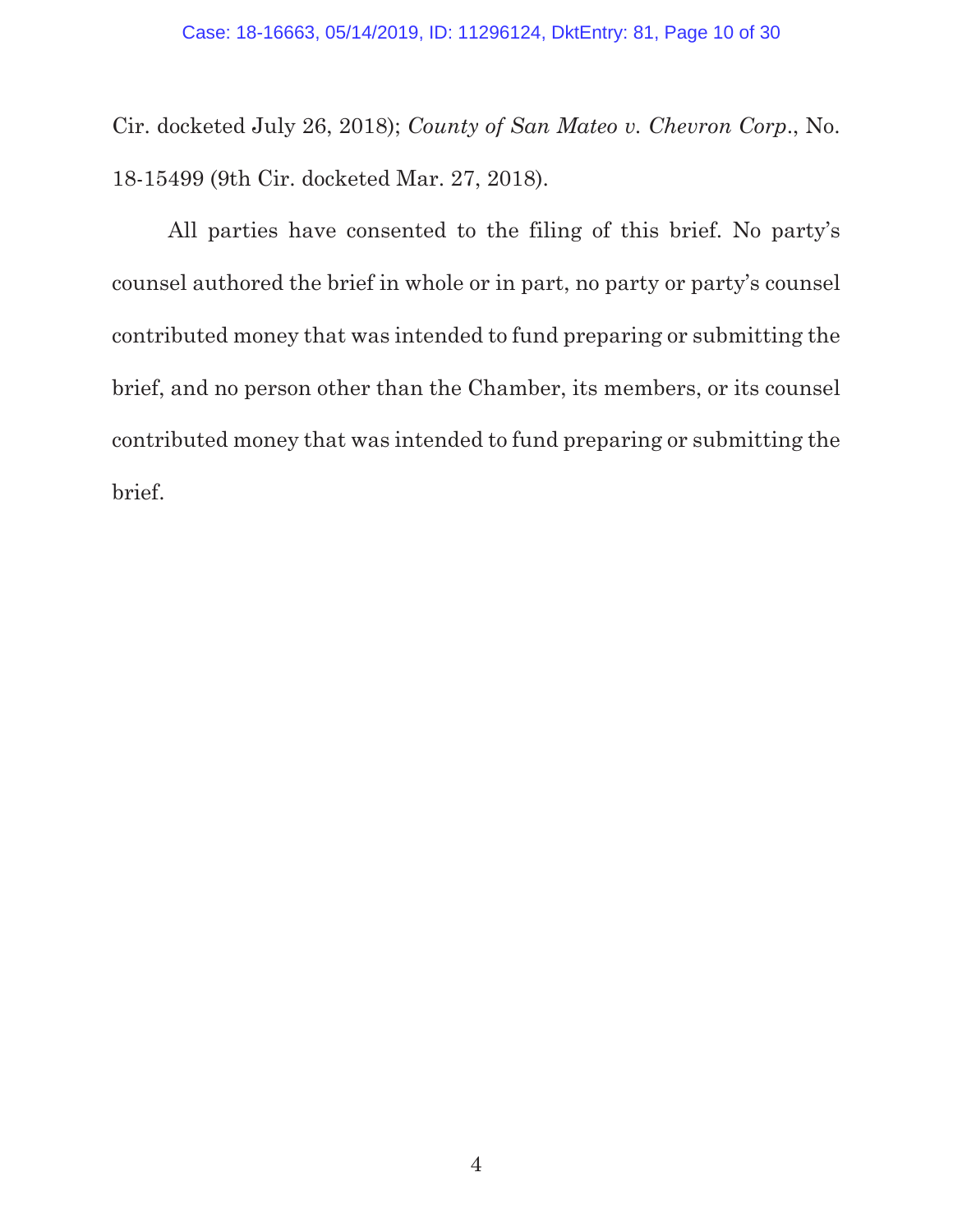Cir. docketed July 26, 2018); *County of San Mateo v. Chevron Corp.*, No. 18-15499 (9th Cir. docketed Mar. 27, 2018).

All parties have consented to the filing of this brief. No party's counsel authored the brief in whole or in part, no party or party's counsel contributed money that was intended to fund preparing or submitting the brief, and no person other than the Chamber, its members, or its counsel contributed money that was intended to fund preparing or submitting the brief.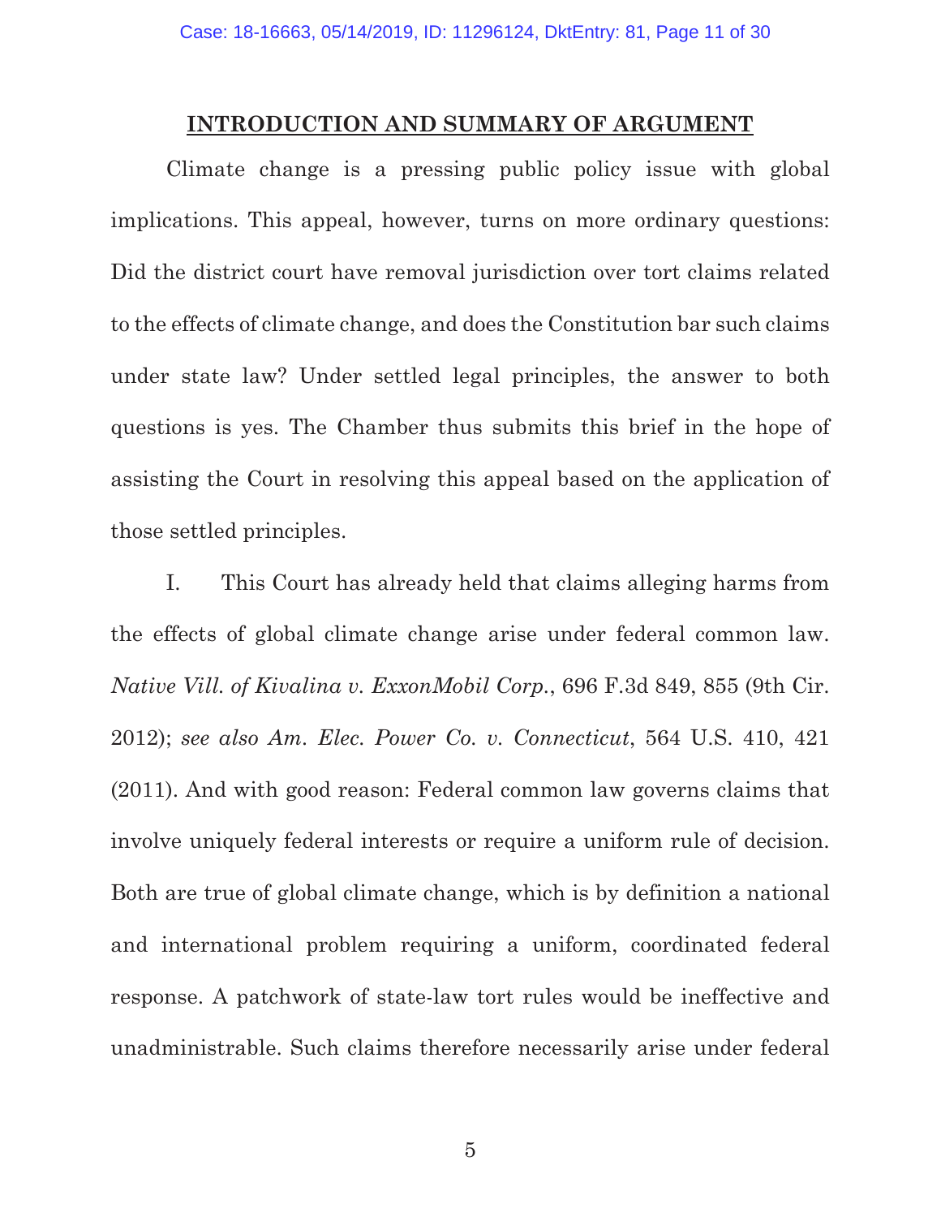## INTRODUCTION AND SUMMARY OF ARGUMENT

Climate change is a pressing public policy issue with global implications. This appeal, however, turns on more ordinary questions: Did the district court have removal jurisdiction over tort claims related to the effects of climate change, and does the Constitution bar such claims under state law? Under settled legal principles, the answer to both questions is yes. The Chamber thus submits this brief in the hope of assisting the Court in resolving this appeal based on the application of those settled principles.

I. This Court has already held that claims alleging harms from the effects of global climate change arise under federal common law. *Native Vill. of Kivalina v. ExxonMobil Corp.*, 696 F.3d 849, 855 (9th Cir. 2012); *see also Am. Elec. Power Co. v. Connecticut*, 564 U.S. 410, 421 (2011). And with good reason: Federal common law governs claims that involve uniquely federal interests or require a uniform rule of decision. Both are true of global climate change, which is by definition a national and international problem requiring a uniform, coordinated federal response. A patchwork of state-law tort rules would be ineffective and unadministrable. Such claims therefore necessarily arise under federal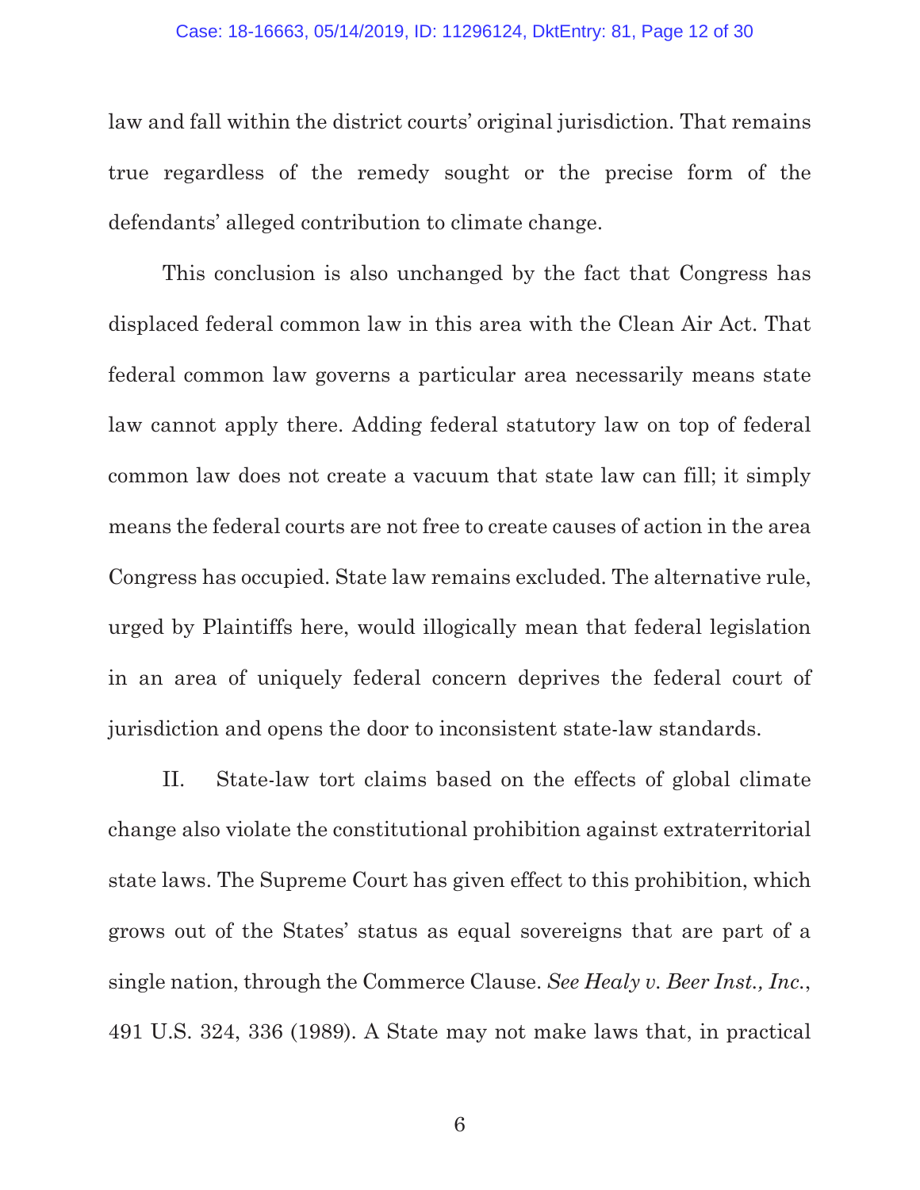law and fall within the district courts' original jurisdiction. That remains true regardless of the remedy sought or the precise form of the defendants' alleged contribution to climate change.

This conclusion is also unchanged by the fact that Congress has displaced federal common law in this area with the Clean Air Act. That federal common law governs a particular area necessarily means state law cannot apply there. Adding federal statutory law on top of federal common law does not create a vacuum that state law can fill; it simply means the federal courts are not free to create causes of action in the area Congress has occupied. State law remains excluded. The alternative rule, urged by Plaintiffs here, would illogically mean that federal legislation in an area of uniquely federal concern deprives the federal court of jurisdiction and opens the door to inconsistent state-law standards.

II. State-law tort claims based on the effects of global climate change also violate the constitutional prohibition against extraterritorial state laws. The Supreme Court has given effect to this prohibition, which grows out of the States' status as equal sovereigns that are part of a single nation, through the Commerce Clause. *See Healy v. Beer Inst., Inc.*, 491 U.S. 324, 336 (1989). A State may not make laws that, in practical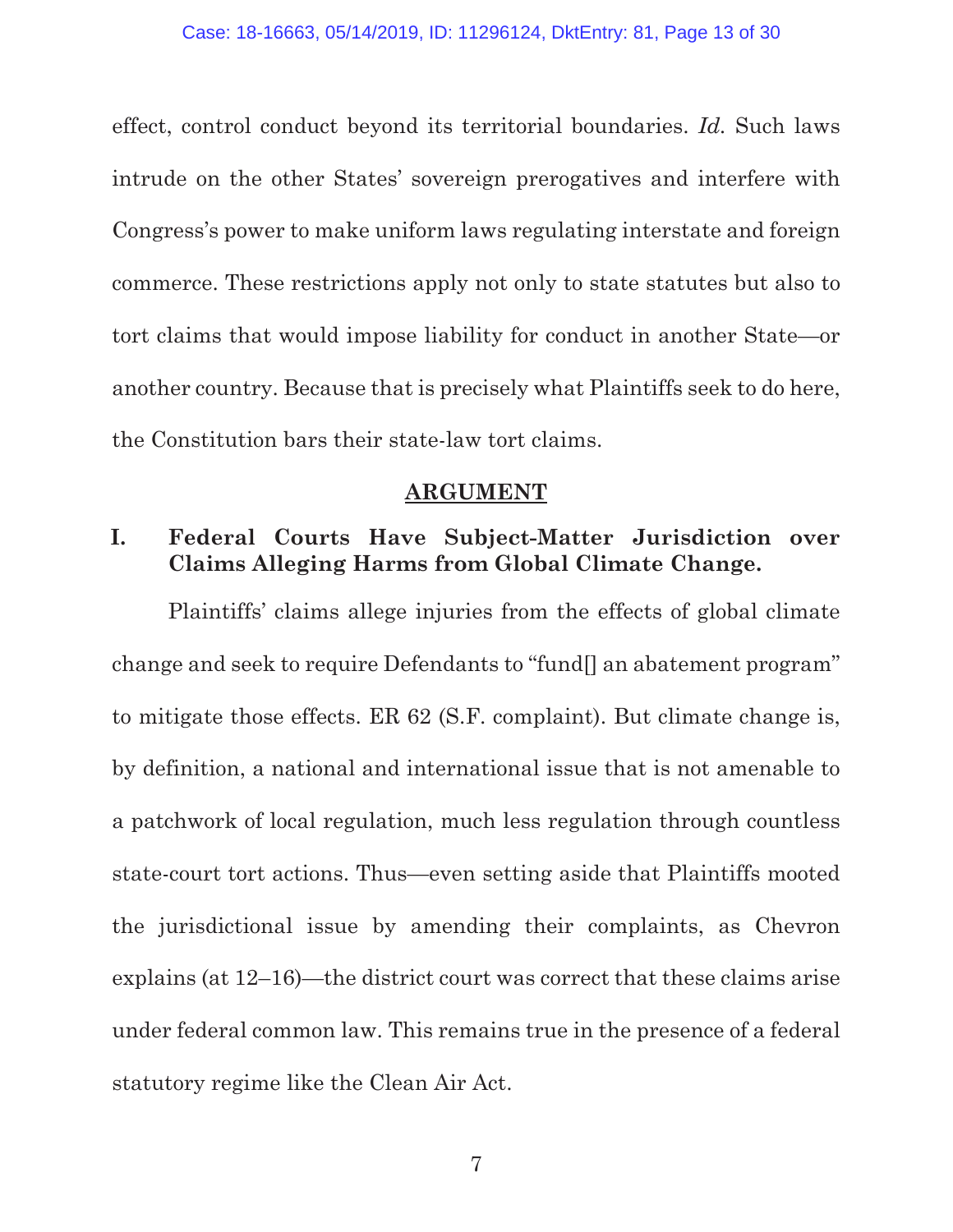effect, control conduct beyond its territorial boundaries. *Id.* Such laws intrude on the other States' sovereign prerogatives and interfere with Congress's power to make uniform laws regulating interstate and foreign commerce. These restrictions apply not only to state statutes but also to tort claims that would impose liability for conduct in another State—or another country. Because that is precisely what Plaintiffs seek to do here, the Constitution bars their state-law tort claims.

## ARGUMENT

### I. Federal Courts Have Subject-Matter Jurisdiction over Claims Alleging Harms from Global Climate Change.

Plaintiffs' claims allege injuries from the effects of global climate change and seek to require Defendants to "fund[] an abatement program" to mitigate those effects. ER 62 (S.F. complaint). But climate change is, by definition, a national and international issue that is not amenable to a patchwork of local regulation, much less regulation through countless state-court tort actions. Thus—even setting aside that Plaintiffs mooted the jurisdictional issue by amending their complaints, as Chevron explains (at 12–16)—the district court was correct that these claims arise under federal common law. This remains true in the presence of a federal statutory regime like the Clean Air Act.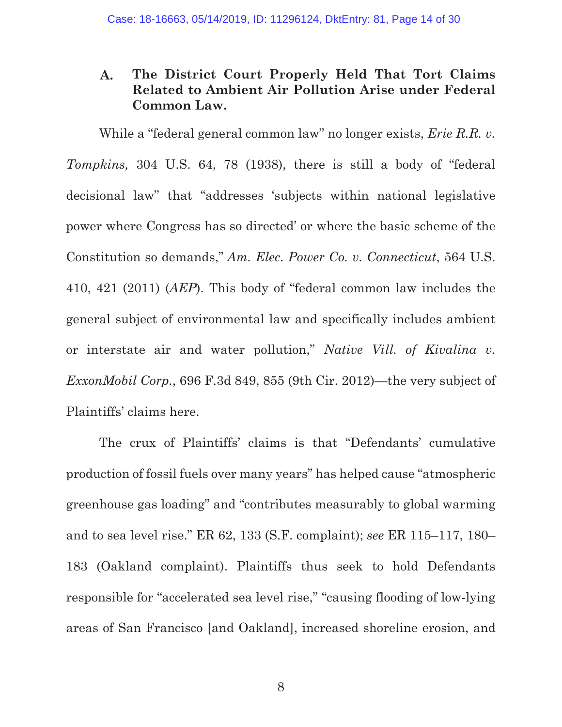### A. The District Court Properly Held That Tort Claims Related to Ambient Air Pollution Arise under Federal Common Law.

While a "federal general common law" no longer exists, *Erie R.R. v. Tompkins,* 304 U.S. 64, 78 (1938), there is still a body of "federal decisional law" that "addresses 'subjects within national legislative power where Congress has so directed' or where the basic scheme of the Constitution so demands," *Am. Elec. Power Co. v. Connecticut*, 564 U.S. 410, 421 (2011) (*AEP*). This body of "federal common law includes the general subject of environmental law and specifically includes ambient or interstate air and water pollution," *Native Vill. of Kivalina v. ExxonMobil Corp.*, 696 F.3d 849, 855 (9th Cir. 2012)—the very subject of Plaintiffs' claims here.

The crux of Plaintiffs' claims is that "Defendants' cumulative production of fossil fuels over many years" has helped cause "atmospheric greenhouse gas loading" and "contributes measurably to global warming and to sea level rise." ER 62, 133 (S.F. complaint); *see* ER 115–117, 180–183 (Oakland complaint). Plaintiffs thus seek to hold Defendants responsible for "accelerated sea level rise," "causing flooding of low-lying areas of San Francisco [and Oakland], increased shoreline erosion, and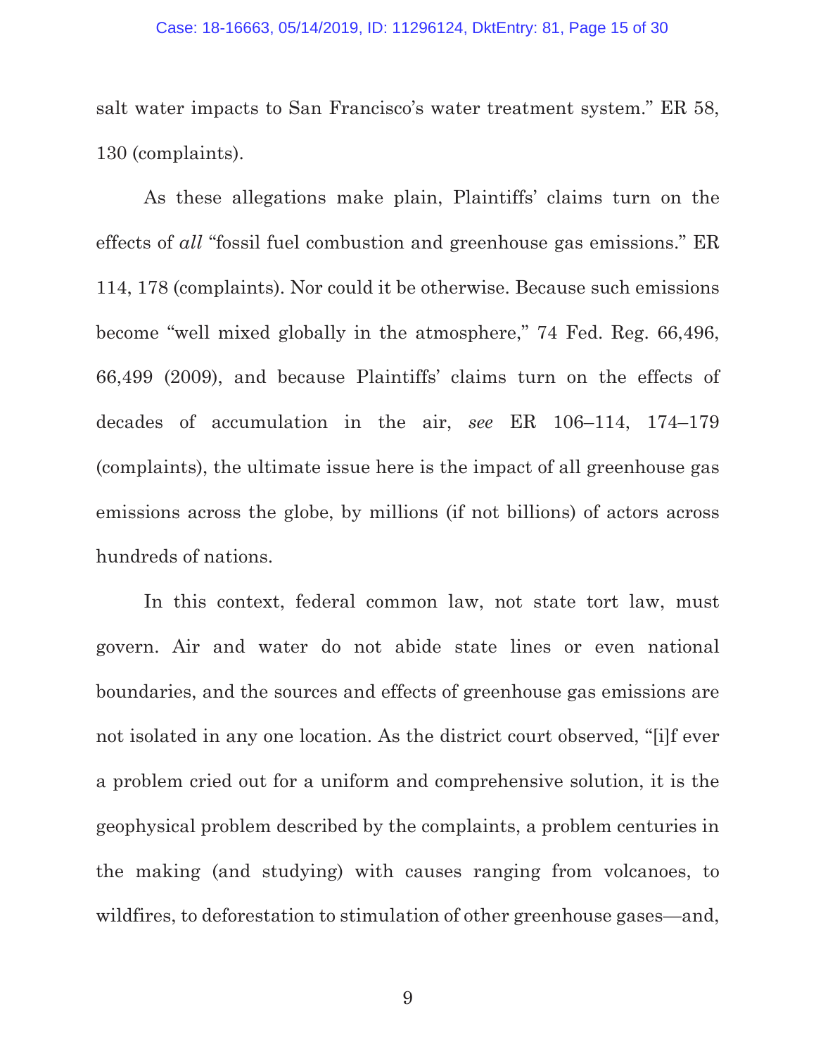salt water impacts to San Francisco's water treatment system." ER 58, 130 (complaints).

As these allegations make plain, Plaintiffs' claims turn on the effects of *all* "fossil fuel combustion and greenhouse gas emissions." ER 114, 178 (complaints). Nor could it be otherwise. Because such emissions become "well mixed globally in the atmosphere," 74 Fed. Reg. 66,496, 66,499 (2009), and because Plaintiffs' claims turn on the effects of decades of accumulation in the air, *see* ER 106–114, 174–179 (complaints), the ultimate issue here is the impact of all greenhouse gas emissions across the globe, by millions (if not billions) of actors across hundreds of nations.

In this context, federal common law, not state tort law, must govern. Air and water do not abide state lines or even national boundaries, and the sources and effects of greenhouse gas emissions are not isolated in any one location. As the district court observed, "[i]f ever a problem cried out for a uniform and comprehensive solution, it is the geophysical problem described by the complaints, a problem centuries in the making (and studying) with causes ranging from volcanoes, to wildfires, to deforestation to stimulation of other greenhouse gases—and,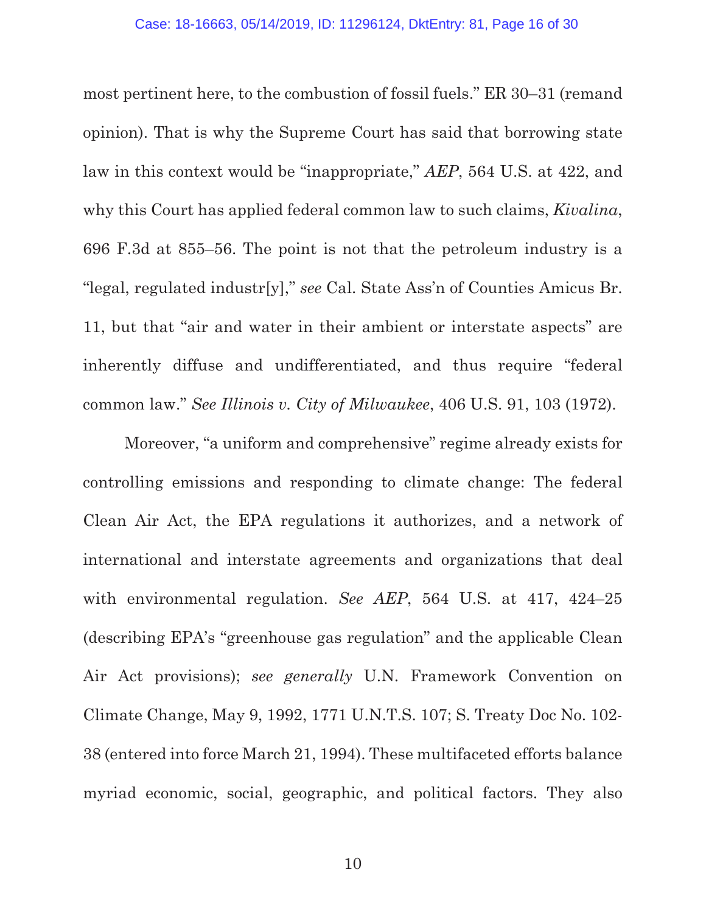most pertinent here, to the combustion of fossil fuels." ER 30–31 (remand opinion). That is why the Supreme Court has said that borrowing state law in this context would be "inappropriate," *AEP*, 564 U.S. at 422, and why this Court has applied federal common law to such claims, *Kivalina*, 696 F.3d at 855–56. The point is not that the petroleum industry is a "legal, regulated industr[y]," *see* Cal. State Ass'n of Counties Amicus Br. 11, but that "air and water in their ambient or interstate aspects" are inherently diffuse and undifferentiated, and thus require "federal common law." *See Illinois v. City of Milwaukee*, 406 U.S. 91, 103 (1972).

Moreover, "a uniform and comprehensive" regime already exists for controlling emissions and responding to climate change: The federal Clean Air Act, the EPA regulations it authorizes, and a network of international and interstate agreements and organizations that deal with environmental regulation. *See AEP*, 564 U.S. at 417, 424–25 (describing EPA's "greenhouse gas regulation" and the applicable Clean Air Act provisions); *see generally* U.N. Framework Convention on Climate Change, May 9, 1992, 1771 U.N.T.S. 107; S. Treaty Doc No. 102-38 (entered into force March 21, 1994). These multifaceted efforts balance myriad economic, social, geographic, and political factors. They also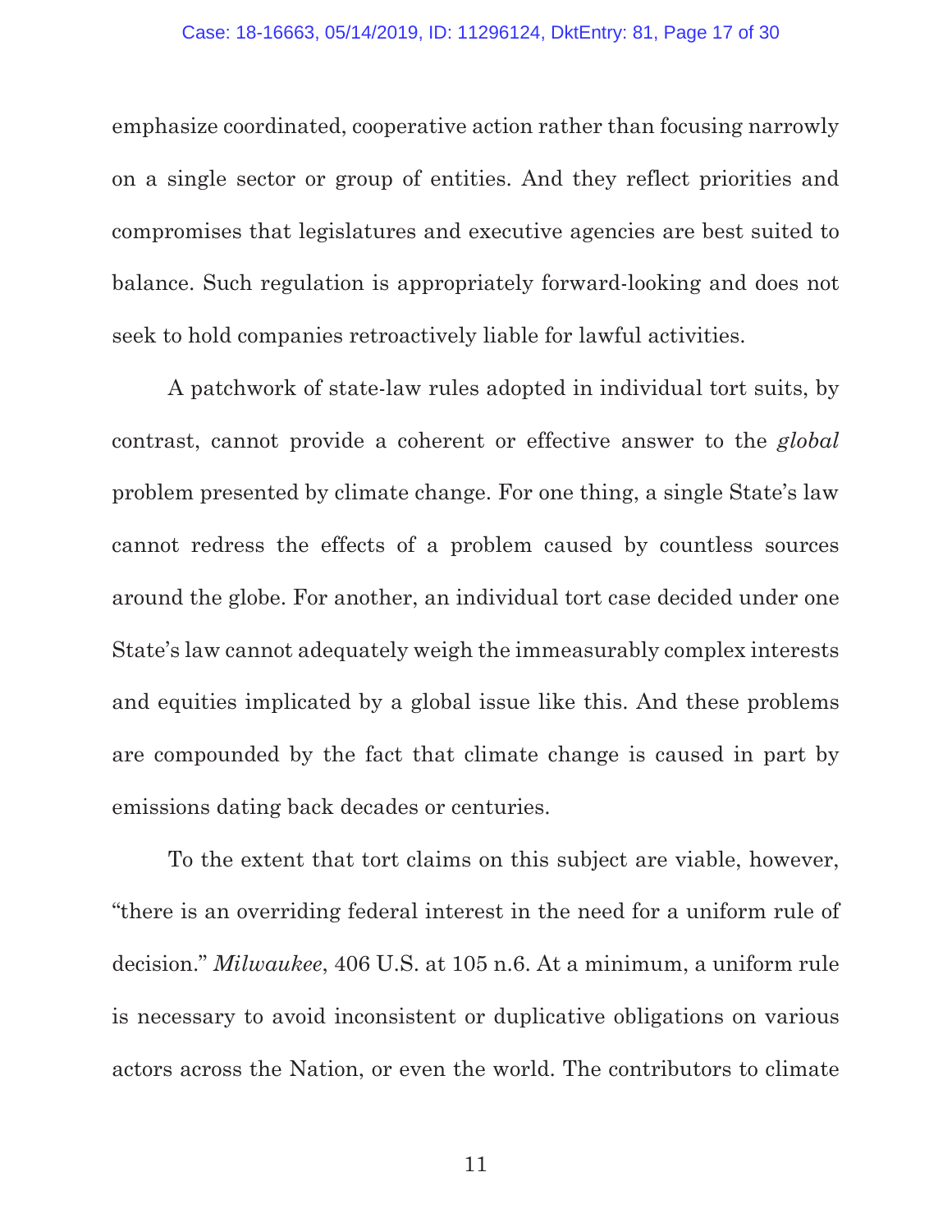emphasize coordinated, cooperative action rather than focusing narrowly on a single sector or group of entities. And they reflect priorities and compromises that legislatures and executive agencies are best suited to balance. Such regulation is appropriately forward-looking and does not seek to hold companies retroactively liable for lawful activities.

A patchwork of state-law rules adopted in individual tort suits, by contrast, cannot provide a coherent or effective answer to the *global* problem presented by climate change. For one thing, a single State's law cannot redress the effects of a problem caused by countless sources around the globe. For another, an individual tort case decided under one State's law cannot adequately weigh the immeasurably complex interests and equities implicated by a global issue like this. And these problems are compounded by the fact that climate change is caused in part by emissions dating back decades or centuries.

To the extent that tort claims on this subject are viable, however, "there is an overriding federal interest in the need for a uniform rule of decision." *Milwaukee*, 406 U.S. at 105 n.6. At a minimum, a uniform rule is necessary to avoid inconsistent or duplicative obligations on various actors across the Nation, or even the world. The contributors to climate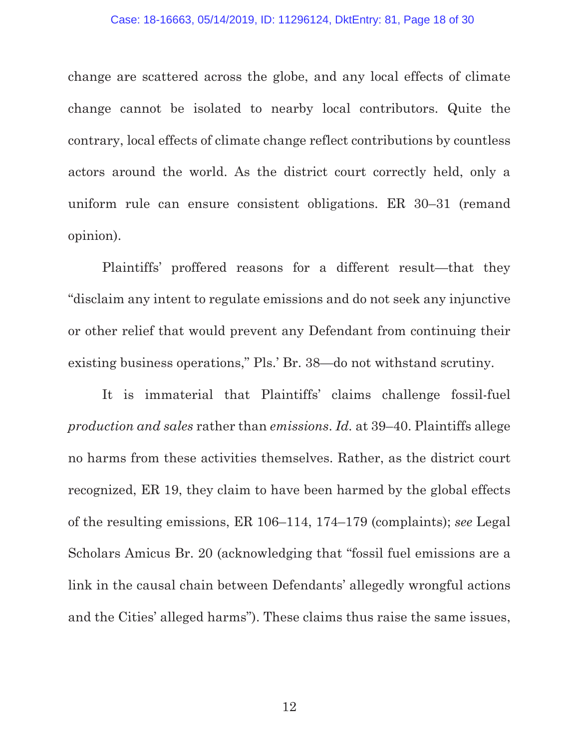change are scattered across the globe, and any local effects of climate change cannot be isolated to nearby local contributors. Quite the contrary, local effects of climate change reflect contributions by countless actors around the world. As the district court correctly held, only a uniform rule can ensure consistent obligations. ER 30–31 (remand opinion).

Plaintiffs' proffered reasons for a different result—that they "disclaim any intent to regulate emissions and do not seek any injunctive or other relief that would prevent any Defendant from continuing their existing business operations," Pls.' Br. 38—do not withstand scrutiny.

It is immaterial that Plaintiffs' claims challenge fossil-fuel *production and sales* rather than *emissions*. *Id.* at 39–40. Plaintiffs allege no harms from these activities themselves. Rather, as the district court recognized, ER 19, they claim to have been harmed by the global effects of the resulting emissions, ER 106–114, 174–179 (complaints); *see* Legal Scholars Amicus Br. 20 (acknowledging that "fossil fuel emissions are a link in the causal chain between Defendants' allegedly wrongful actions and the Cities' alleged harms"). These claims thus raise the same issues,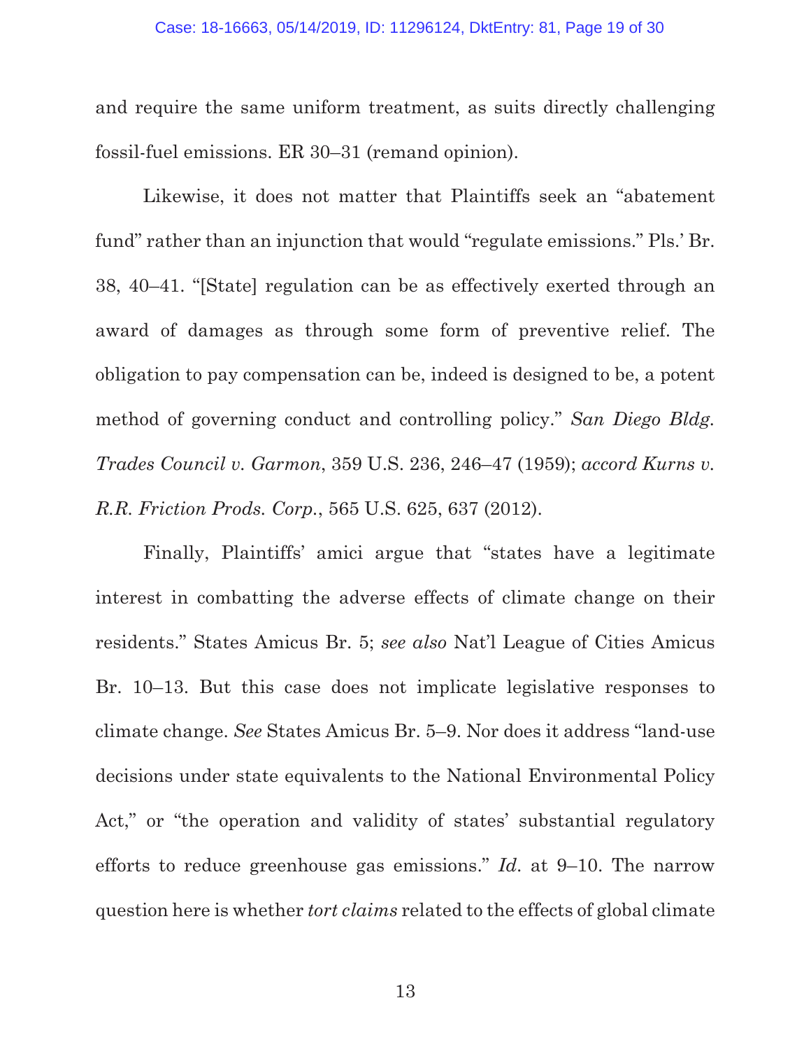and require the same uniform treatment, as suits directly challenging fossil-fuel emissions. ER 30–31 (remand opinion).

Likewise, it does not matter that Plaintiffs seek an "abatement fund" rather than an injunction that would "regulate emissions." Pls.' Br. 38, 40–41. "[State] regulation can be as effectively exerted through an award of damages as through some form of preventive relief. The obligation to pay compensation can be, indeed is designed to be, a potent method of governing conduct and controlling policy." *San Diego Bldg. Trades Council v. Garmon*, 359 U.S. 236, 246–47 (1959); *accord Kurns v. R.R. Friction Prods. Corp.*, 565 U.S. 625, 637 (2012).

Finally, Plaintiffs' amici argue that "states have a legitimate interest in combatting the adverse effects of climate change on their residents." States Amicus Br. 5; *see also* Nat'l League of Cities Amicus Br. 10–13. But this case does not implicate legislative responses to climate change. *See* States Amicus Br. 5–9. Nor does it address "land-use decisions under state equivalents to the National Environmental Policy Act," or "the operation and validity of states' substantial regulatory efforts to reduce greenhouse gas emissions." *Id.* at 9–10. The narrow question here is whether *tort claims* related to the effects of global climate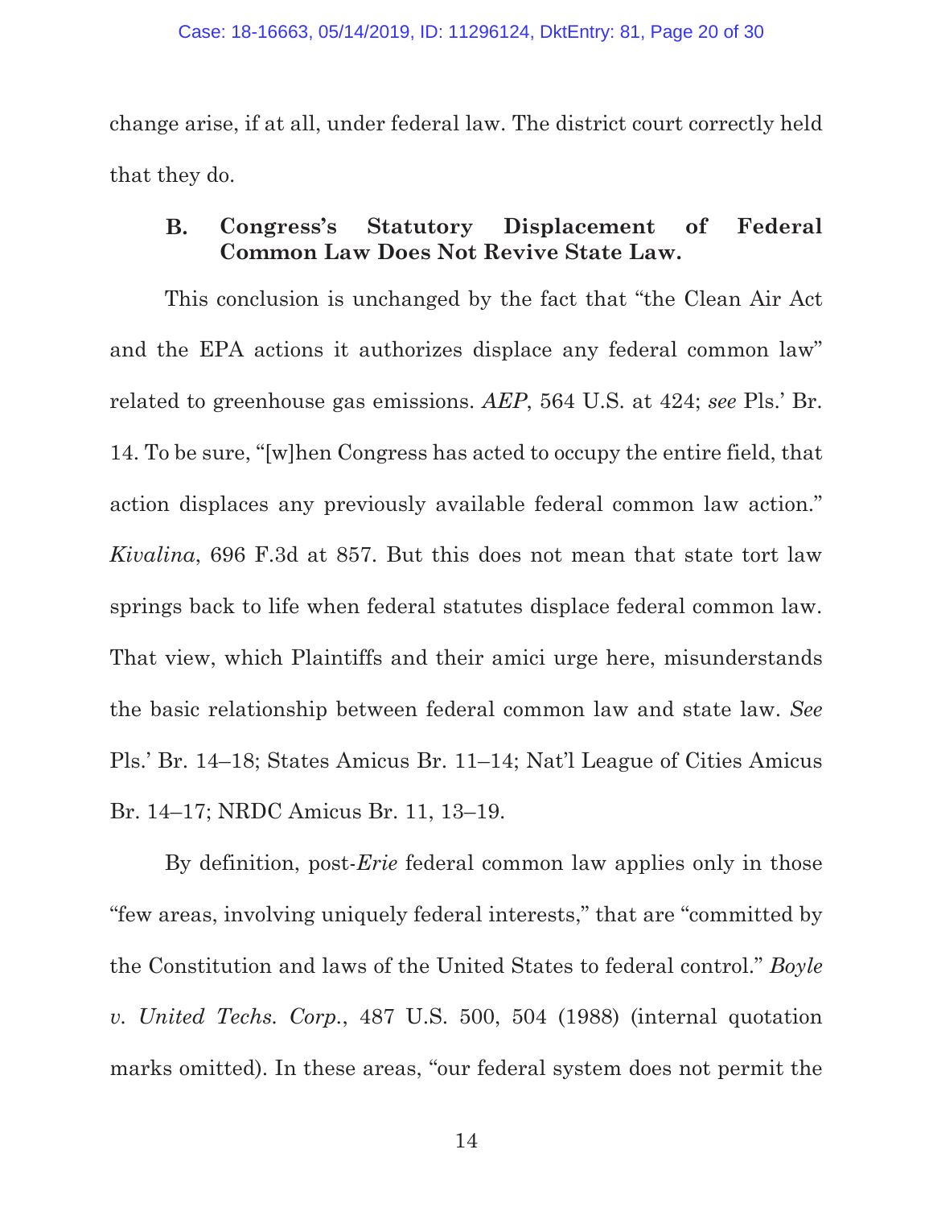change arise, if at all, under federal law. The district court correctly held that they do.

### B. Congress's Statutory Displacement of Federal Common Law Does Not Revive State Law.

This conclusion is unchanged by the fact that "the Clean Air Act and the EPA actions it authorizes displace any federal common law" related to greenhouse gas emissions. *AEP*, 564 U.S. at 424; *see* Pls.' Br. 14. To be sure, "[w]hen Congress has acted to occupy the entire field, that action displaces any previously available federal common law action." *Kivalina*, 696 F.3d at 857. But this does not mean that state tort law springs back to life when federal statutes displace federal common law. That view, which Plaintiffs and their amici urge here, misunderstands the basic relationship between federal common law and state law. *See* Pls.' Br. 14–18; States Amicus Br. 11–14; Nat'l League of Cities Amicus Br. 14–17; NRDC Amicus Br. 11, 13–19.

By definition, post-*Erie* federal common law applies only in those "few areas, involving uniquely federal interests," that are "committed by the Constitution and laws of the United States to federal control." *Boyle v. United Techs. Corp.*, 487 U.S. 500, 504 (1988) (internal quotation marks omitted). In these areas, "our federal system does not permit the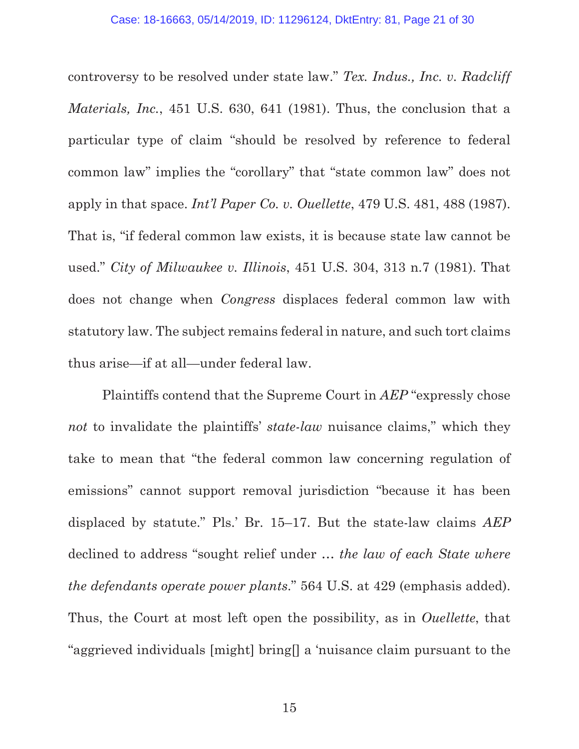controversy to be resolved under state law." *Tex. Indus., Inc. v. Radcliff Materials, Inc.*, 451 U.S. 630, 641 (1981). Thus, the conclusion that a particular type of claim "should be resolved by reference to federal common law" implies the "corollary" that "state common law" does not apply in that space. *Int'l Paper Co. v. Ouellette*, 479 U.S. 481, 488 (1987). That is, "if federal common law exists, it is because state law cannot be used." *City of Milwaukee v. Illinois*, 451 U.S. 304, 313 n.7 (1981). That does not change when *Congress* displaces federal common law with statutory law. The subject remains federal in nature, and such tort claims thus arise—if at all—under federal law.

Plaintiffs contend that the Supreme Court in *AEP* "expressly chose *not* to invalidate the plaintiffs' *state-law* nuisance claims," which they take to mean that "the federal common law concerning regulation of emissions" cannot support removal jurisdiction "because it has been displaced by statute." Pls.' Br. 15–17. But the state-law claims *AEP* declined to address "sought relief under … *the law of each State where the defendants operate power plants*." 564 U.S. at 429 (emphasis added). Thus, the Court at most left open the possibility, as in *Ouellette*, that "aggrieved individuals [might] bring[] a 'nuisance claim pursuant to the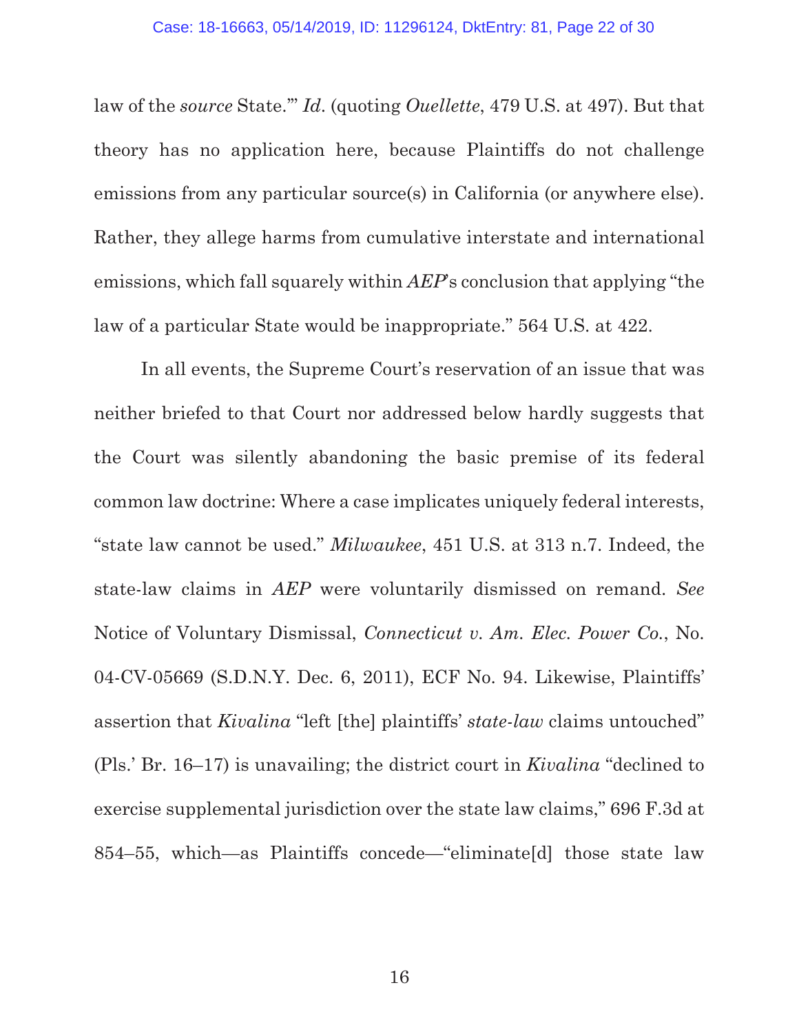law of the *source* State.'" *Id.* (quoting *Ouellette*, 479 U.S. at 497). But that theory has no application here, because Plaintiffs do not challenge emissions from any particular source(s) in California (or anywhere else). Rather, they allege harms from cumulative interstate and international emissions, which fall squarely within *AEP*'s conclusion that applying "the law of a particular State would be inappropriate." 564 U.S. at 422.

In all events, the Supreme Court's reservation of an issue that was neither briefed to that Court nor addressed below hardly suggests that the Court was silently abandoning the basic premise of its federal common law doctrine: Where a case implicates uniquely federal interests, "state law cannot be used." *Milwaukee*, 451 U.S. at 313 n.7. Indeed, the state-law claims in *AEP* were voluntarily dismissed on remand. *See* Notice of Voluntary Dismissal, *Connecticut v. Am. Elec. Power Co.*, No. 04-CV-05669 (S.D.N.Y. Dec. 6, 2011), ECF No. 94. Likewise, Plaintiffs' assertion that *Kivalina* "left [the] plaintiffs' *state-law* claims untouched" (Pls.' Br. 16–17) is unavailing; the district court in *Kivalina* "declined to exercise supplemental jurisdiction over the state law claims," 696 F.3d at 854–55, which—as Plaintiffs concede—"eliminate[d] those state law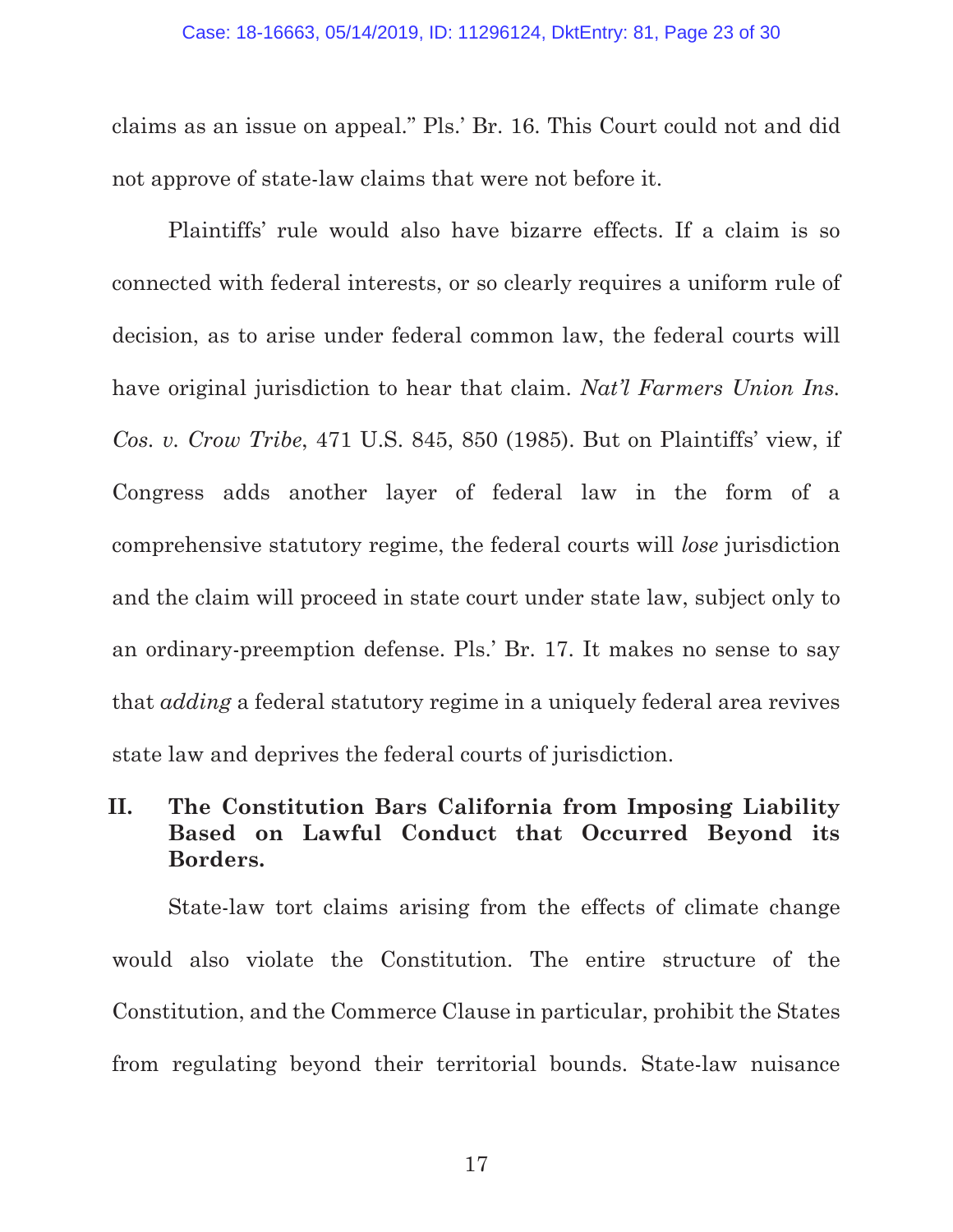claims as an issue on appeal." Pls.' Br. 16. This Court could not and did not approve of state-law claims that were not before it.

Plaintiffs' rule would also have bizarre effects. If a claim is so connected with federal interests, or so clearly requires a uniform rule of decision, as to arise under federal common law, the federal courts will have original jurisdiction to hear that claim. *Nat'l Farmers Union Ins. Cos. v. Crow Tribe*, 471 U.S. 845, 850 (1985). But on Plaintiffs' view, if Congress adds another layer of federal law in the form of a comprehensive statutory regime, the federal courts will *lose* jurisdiction and the claim will proceed in state court under state law, subject only to an ordinary-preemption defense. Pls.' Br. 17. It makes no sense to say that *adding* a federal statutory regime in a uniquely federal area revives state law and deprives the federal courts of jurisdiction.

## II. The Constitution Bars California from Imposing Liability Based on Lawful Conduct that Occurred Beyond its Borders.

State-law tort claims arising from the effects of climate change would also violate the Constitution. The entire structure of the Constitution, and the Commerce Clause in particular, prohibit the States from regulating beyond their territorial bounds. State-law nuisance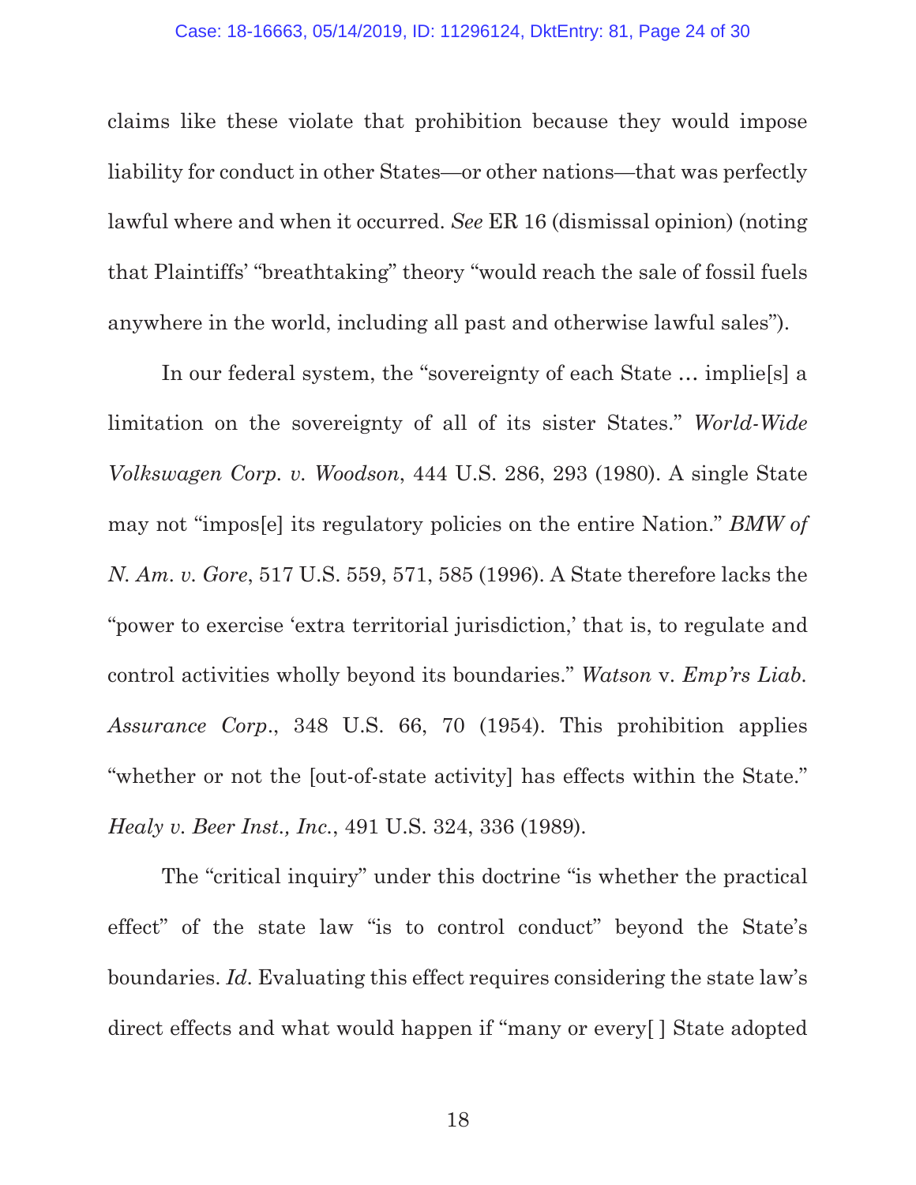claims like these violate that prohibition because they would impose liability for conduct in other States—or other nations—that was perfectly lawful where and when it occurred. *See* ER 16 (dismissal opinion) (noting that Plaintiffs' "breathtaking" theory "would reach the sale of fossil fuels anywhere in the world, including all past and otherwise lawful sales").

In our federal system, the "sovereignty of each State … implie[s] a limitation on the sovereignty of all of its sister States." *World-Wide Volkswagen Corp. v. Woodson*, 444 U.S. 286, 293 (1980). A single State may not "impos[e] its regulatory policies on the entire Nation." *BMW of N. Am. v. Gore*, 517 U.S. 559, 571, 585 (1996). A State therefore lacks the "power to exercise 'extra territorial jurisdiction,' that is, to regulate and control activities wholly beyond its boundaries." *Watson* v. *Emp'rs Liab. Assurance Corp*., 348 U.S. 66, 70 (1954). This prohibition applies "whether or not the [out-of-state activity] has effects within the State." *Healy v. Beer Inst., Inc.*, 491 U.S. 324, 336 (1989).

The "critical inquiry" under this doctrine "is whether the practical effect" of the state law "is to control conduct" beyond the State's boundaries. *Id*. Evaluating this effect requires considering the state law's direct effects and what would happen if "many or every[ ] State adopted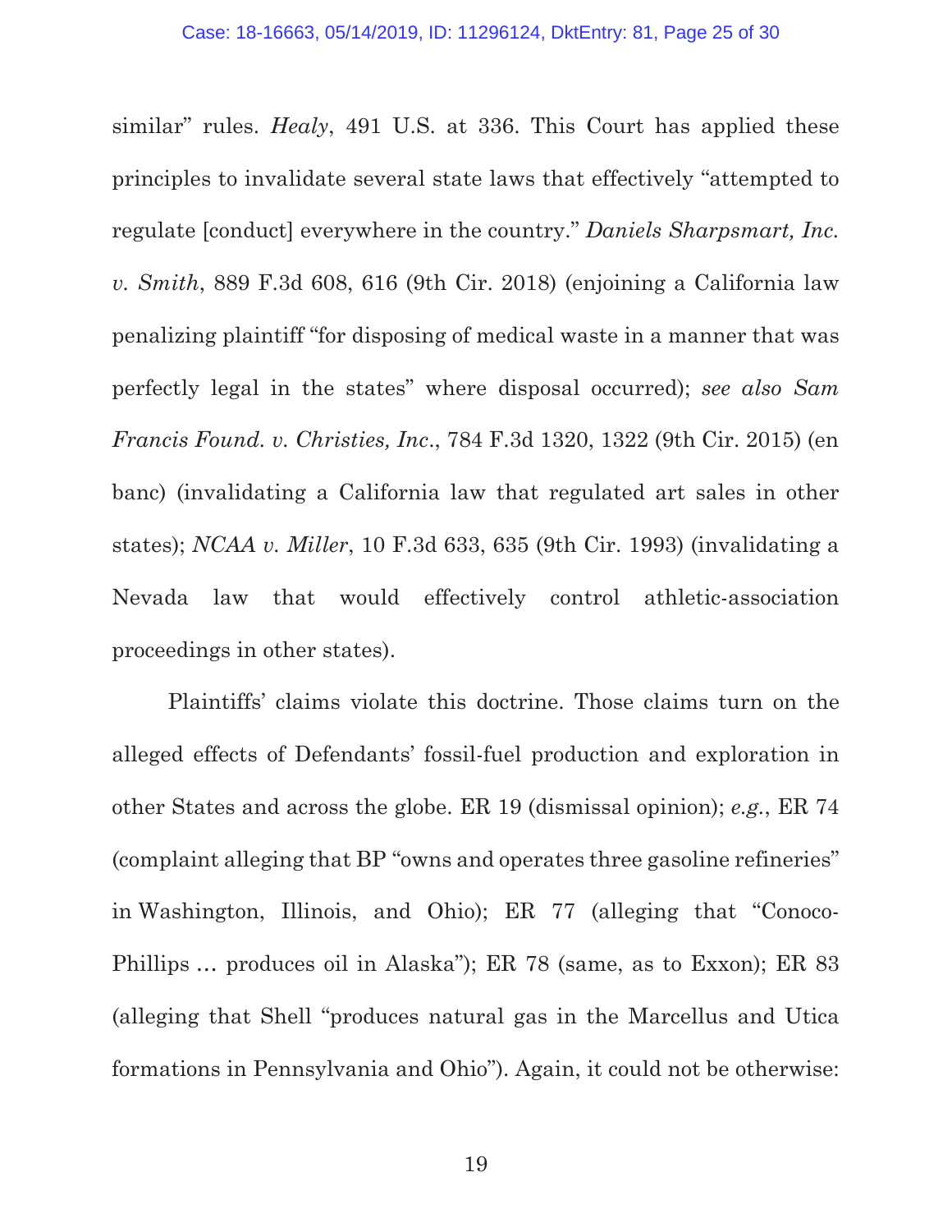similar" rules. *Healy*, 491 U.S. at 336. This Court has applied these principles to invalidate several state laws that effectively "attempted to regulate [conduct] everywhere in the country." *Daniels Sharpsmart, Inc. v. Smith*, 889 F.3d 608, 616 (9th Cir. 2018) (enjoining a California law penalizing plaintiff "for disposing of medical waste in a manner that was perfectly legal in the states" where disposal occurred); *see also Sam Francis Found. v. Christies, Inc.*, 784 F.3d 1320, 1322 (9th Cir. 2015) (en banc) (invalidating a California law that regulated art sales in other states); *NCAA v. Miller*, 10 F.3d 633, 635 (9th Cir. 1993) (invalidating a Nevada law that would effectively control athletic-association proceedings in other states).

Plaintiffs' claims violate this doctrine. Those claims turn on the alleged effects of Defendants' fossil-fuel production and exploration in other States and across the globe. ER 19 (dismissal opinion); *e.g.*, ER 74 (complaint alleging that BP "owns and operates three gasoline refineries" in Washington, Illinois, and Ohio); ER 77 (alleging that "Conoco-Phillips … produces oil in Alaska"); ER 78 (same, as to Exxon); ER 83 (alleging that Shell "produces natural gas in the Marcellus and Utica formations in Pennsylvania and Ohio"). Again, it could not be otherwise: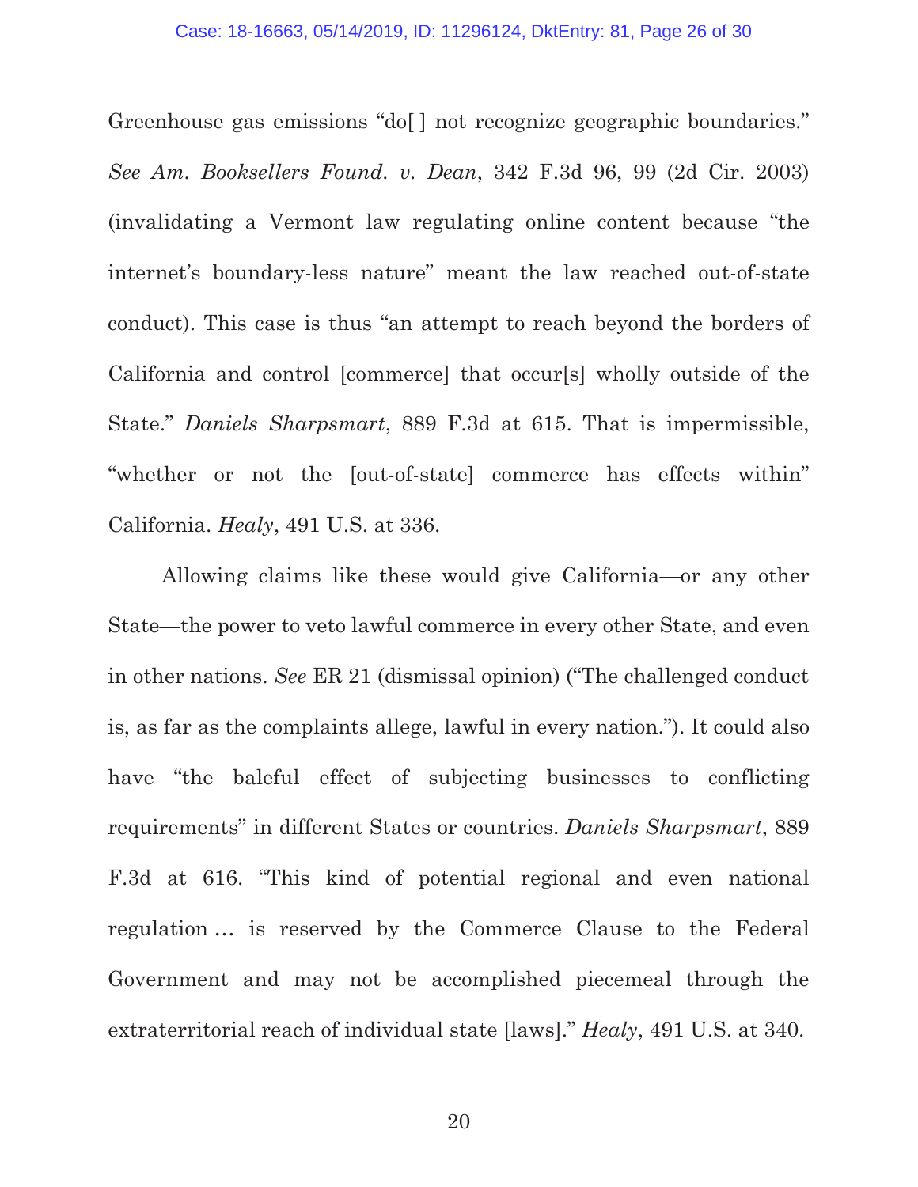Greenhouse gas emissions "do[ ] not recognize geographic boundaries." *See Am. Booksellers Found. v. Dean*, 342 F.3d 96, 99 (2d Cir. 2003) (invalidating a Vermont law regulating online content because "the internet's boundary-less nature" meant the law reached out-of-state conduct). This case is thus "an attempt to reach beyond the borders of California and control [commerce] that occur[s] wholly outside of the State." *Daniels Sharpsmart*, 889 F.3d at 615. That is impermissible, "whether or not the [out-of-state] commerce has effects within" California. *Healy*, 491 U.S. at 336.

Allowing claims like these would give California—or any other State—the power to veto lawful commerce in every other State, and even in other nations. *See* ER 21 (dismissal opinion) ("The challenged conduct is, as far as the complaints allege, lawful in every nation."). It could also have "the baleful effect of subjecting businesses to conflicting requirements" in different States or countries. *Daniels Sharpsmart*, 889 F.3d at 616. "This kind of potential regional and even national regulation … is reserved by the Commerce Clause to the Federal Government and may not be accomplished piecemeal through the extraterritorial reach of individual state [laws]." *Healy*, 491 U.S. at 340.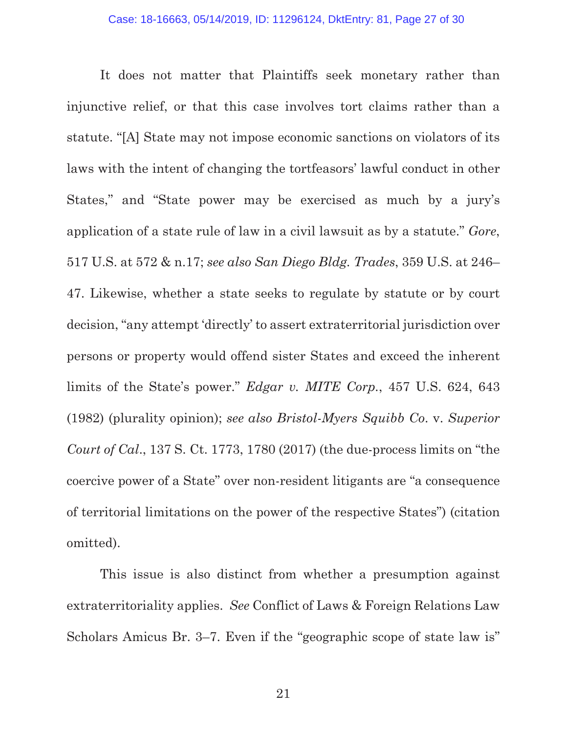It does not matter that Plaintiffs seek monetary rather than injunctive relief, or that this case involves tort claims rather than a statute. "[A] State may not impose economic sanctions on violators of its laws with the intent of changing the tortfeasors' lawful conduct in other States," and "State power may be exercised as much by a jury's application of a state rule of law in a civil lawsuit as by a statute." *Gore*, 517 U.S. at 572 & n.17; *see also San Diego Bldg. Trades*, 359 U.S. at 246–47. Likewise, whether a state seeks to regulate by statute or by court decision, "any attempt 'directly' to assert extraterritorial jurisdiction over persons or property would offend sister States and exceed the inherent limits of the State's power." *Edgar v. MITE Corp.*, 457 U.S. 624, 643 (1982) (plurality opinion); *see also Bristol-Myers Squibb Co.* v. *Superior Court of Cal.*, 137 S. Ct. 1773, 1780 (2017) (the due-process limits on "the coercive power of a State" over non-resident litigants are "a consequence of territorial limitations on the power of the respective States") (citation omitted).

This issue is also distinct from whether a presumption against extraterritoriality applies. *See* Conflict of Laws & Foreign Relations Law Scholars Amicus Br. 3–7. Even if the "geographic scope of state law is"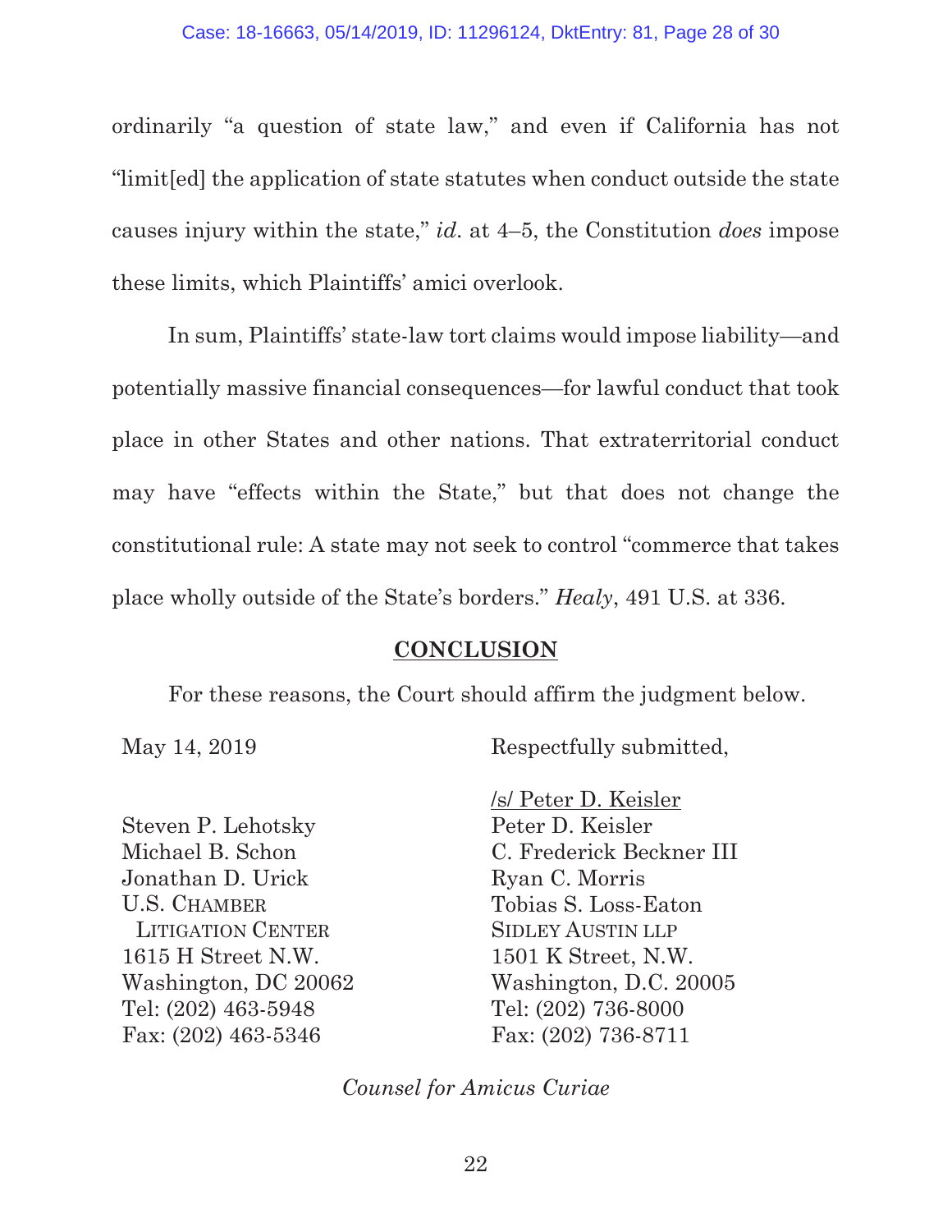ordinarily "a question of state law," and even if California has not "limit[ed] the application of state statutes when conduct outside the state causes injury within the state," *id.* at 4–5, the Constitution *does* impose these limits, which Plaintiffs' amici overlook.

In sum, Plaintiffs' state-law tort claims would impose liability—and potentially massive financial consequences—for lawful conduct that took place in other States and other nations. That extraterritorial conduct may have "effects within the State," but that does not change the constitutional rule: A state may not seek to control "commerce that takes place wholly outside of the State's borders." *Healy*, 491 U.S. at 336.

## CONCLUSION

For these reasons, the Court should affirm the judgment below.

May 14, 2019

Respectfully submitted,

/s/ Peter D. Keisler
Peter D. Keisler
C. Frederick Beckner III
Ryan C. Morris
Tobias S. Loss-Eaton
SIDLEY AUSTIN LLP
1501 K Street, N.W.
Washington, D.C. 20005
Tel: (202) 736-8000
Fax: (202) 736-8711

Steven P. Lehotsky
Michael B. Schon
Jonathan D. Urick
U.S. CHAMBER LITIGATION CENTER
1615 H Street N.W.
Washington, DC 20062
Tel: (202) 463-5948
Fax: (202) 463-5346

*Counsel for Amicus Curiae*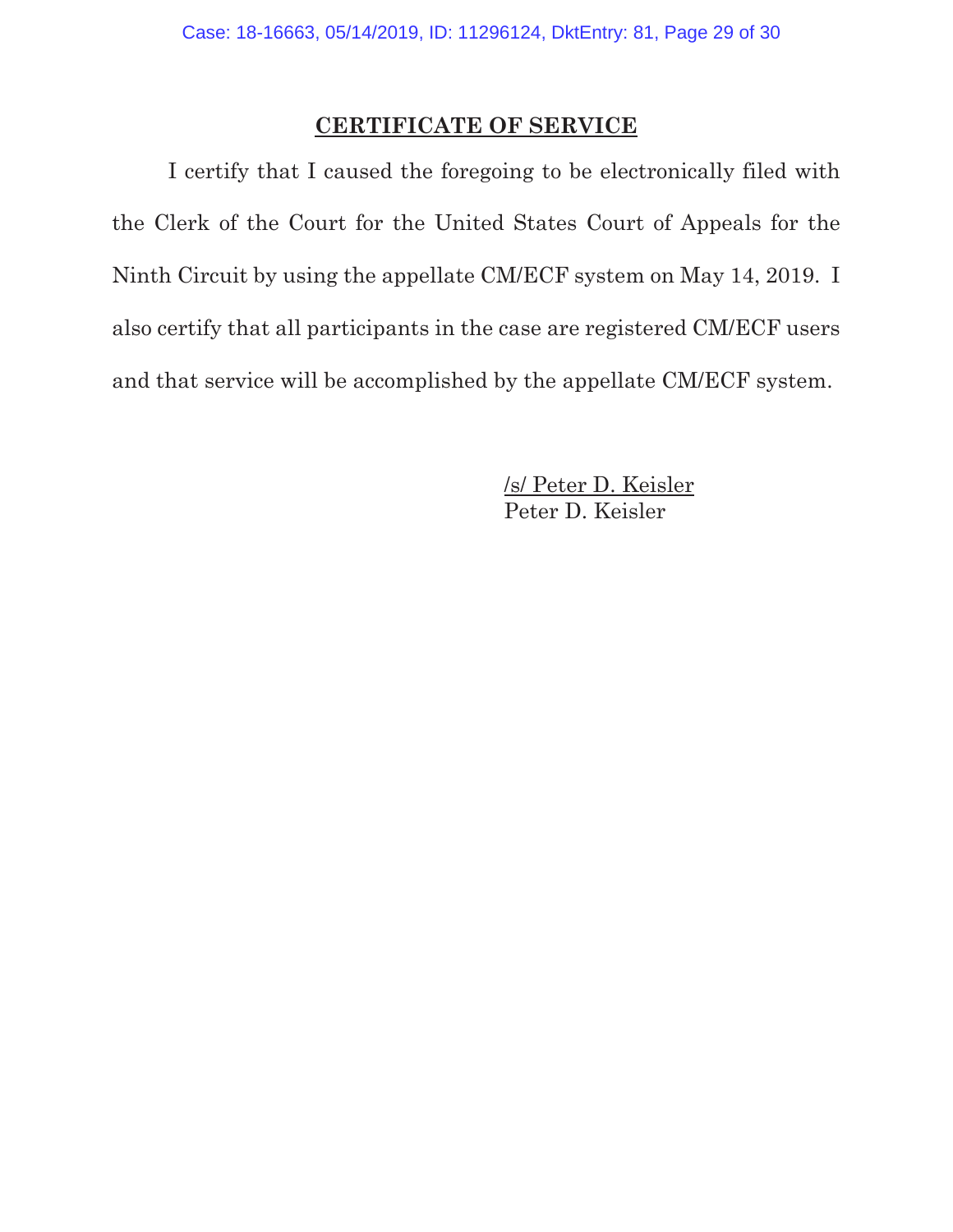## CERTIFICATE OF SERVICE

I certify that I caused the foregoing to be electronically filed with the Clerk of the Court for the United States Court of Appeals for the Ninth Circuit by using the appellate CM/ECF system on May 14, 2019. I also certify that all participants in the case are registered CM/ECF users and that service will be accomplished by the appellate CM/ECF system.

/s/ Peter D. Keisler
Peter D. Keisler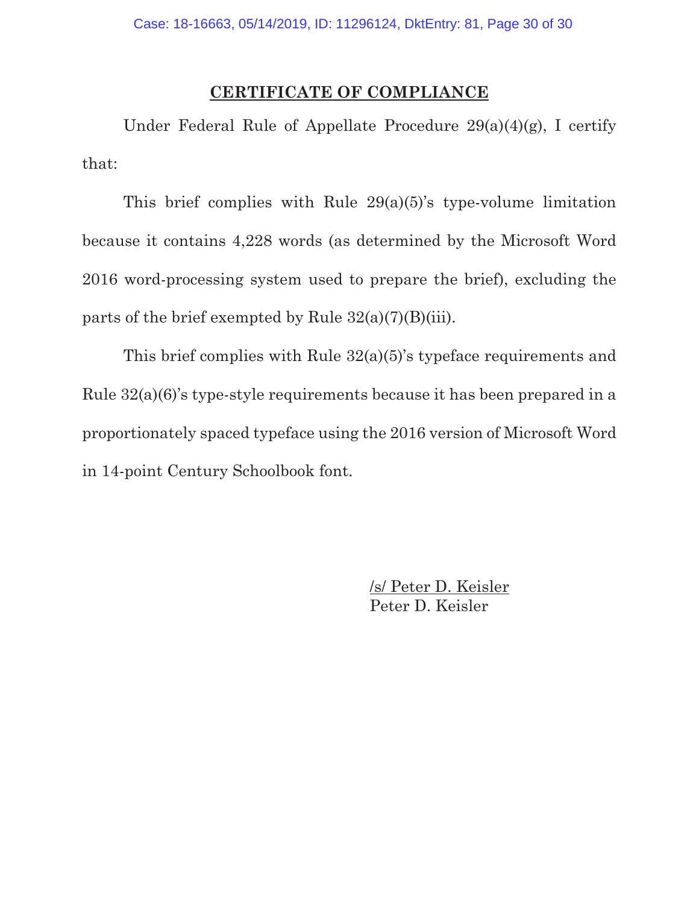## CERTIFICATE OF COMPLIANCE

Under Federal Rule of Appellate Procedure 29(a)(4)(g), I certify that:

This brief complies with Rule 29(a)(5)'s type-volume limitation because it contains 4,228 words (as determined by the Microsoft Word 2016 word-processing system used to prepare the brief), excluding the parts of the brief exempted by Rule 32(a)(7)(B)(iii).

This brief complies with Rule 32(a)(5)'s typeface requirements and Rule 32(a)(6)'s type-style requirements because it has been prepared in a proportionately spaced typeface using the 2016 version of Microsoft Word in 14-point Century Schoolbook font.

/s/ Peter D. Keisler
Peter D. Keisler